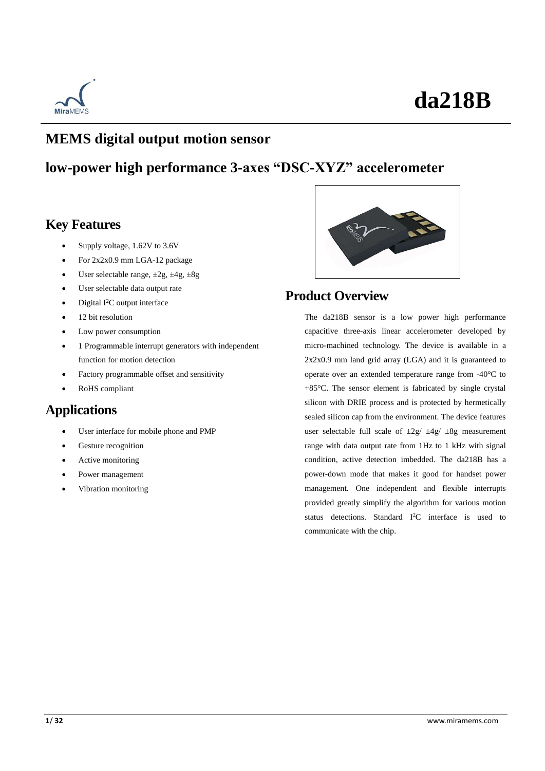# da218B

## MEMS digital output motion sensor

## low-power high performance 3-axes "DSC-XYZ" accelerometer

### Key Features

- Supply voltage, 1.62V to 3.6V
- For 2x2x0.9 mm LGA-12 package
- User selectable range, ±2g, ±4g, ±8g
- User selectable data output rate
- Digital $I^2C$ output interface
- 12 bit resolution
- Low power consumption
- 1 Programmable interrupt generators with independent function for motion detection
- Factory programmable offset and sensitivity
- RoHS compliant

### Applications

- User interface for mobile phone and PMP
- Gesture recognition
- Active monitoring
- Power management
- Vibration monitoring

### Product Overview

The da218B sensor is a low power high performance capacitive three-axis linear accelerometer developed by micro-machined technology. The device is available in a 2x2x0.9 mm land grid array (LGA) and it is guaranteed to operate over an extended temperature range from -40°C to +85°C. The sensor element is fabricated by single crystal silicon with DRIE process and is protected by hermetically sealed silicon cap from the environment. The device features user selectable full scale of ±2g/ ±4g/ ±8g measurement range with data output rate from 1Hz to 1 kHz with signal condition, active detection imbedded. The da218B has a power-down mode that makes it good for handset power management. One independent and flexible interrupts provided greatly simplify the algorithm for various motion status detections. Standard $I^2C$ interface is used to communicate with the chip.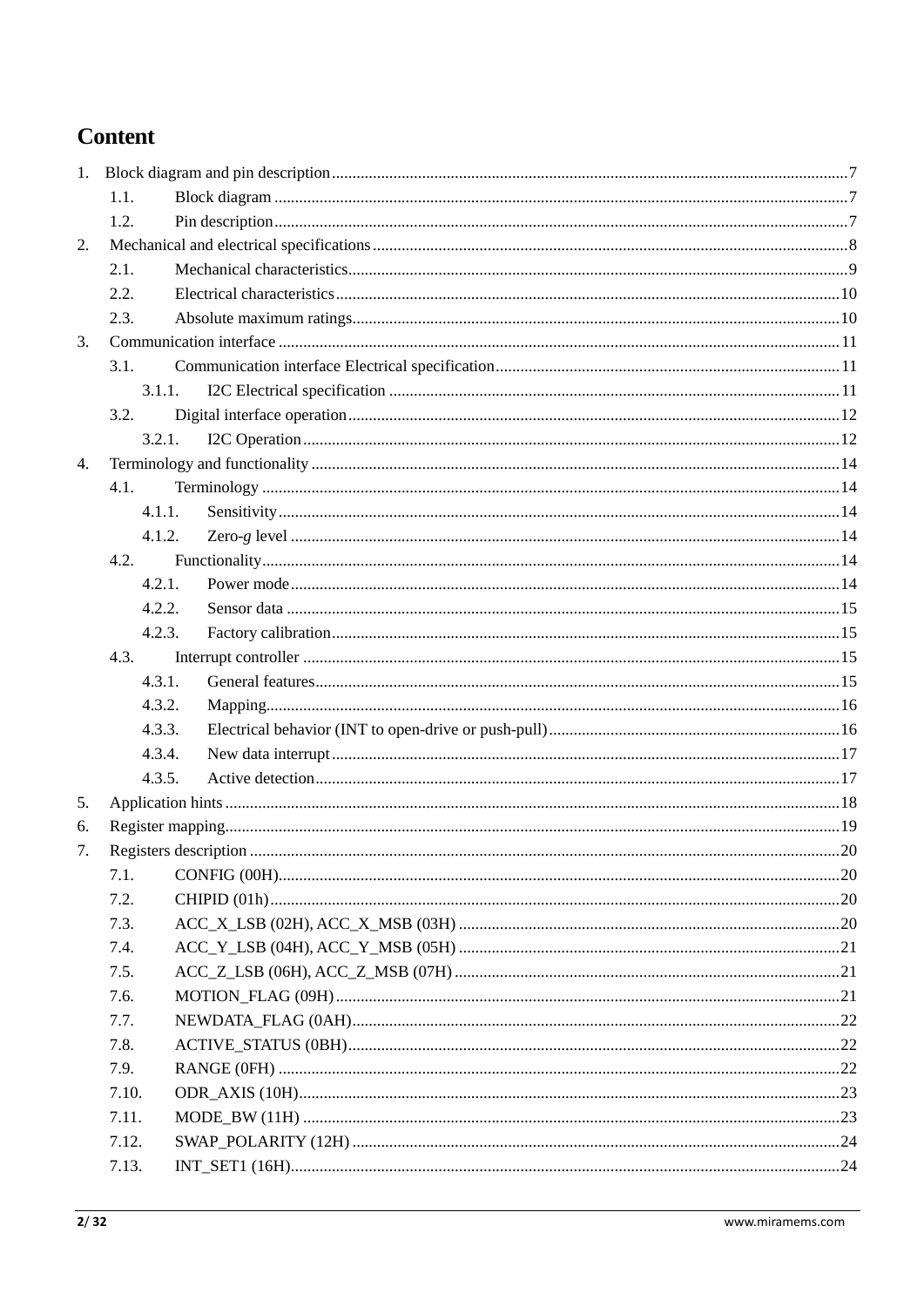# Content

1. Block diagram and pin description ........................................ 7
   - 1.1. Block diagram ........................................ 7
   - 1.2. Pin description ........................................ 7
2. Mechanical and electrical specifications ........................................ 8
   - 2.1. Mechanical characteristics ........................................ 9
   - 2.2. Electrical characteristics ........................................ 10
   - 2.3. Absolute maximum ratings ........................................ 10
3. Communication interface ........................................ 11
   - 3.1. Communication interface Electrical specification ........................................ 11
     - 3.1.1. I2C Electrical specification ........................................ 11
   - 3.2. Digital interface operation ........................................ 12
     - 3.2.1. I2C Operation ........................................ 12
4. Terminology and functionality ........................................ 14
   - 4.1. Terminology ........................................ 14
     - 4.1.1. Sensitivity ........................................ 14
     - 4.1.2. Zero-*g* level ........................................ 14
   - 4.2. Functionality ........................................ 14
     - 4.2.1. Power mode ........................................ 14
     - 4.2.2. Sensor data ........................................ 15
     - 4.2.3. Factory calibration ........................................ 15
   - 4.3. Interrupt controller ........................................ 15
     - 4.3.1. General features ........................................ 15
     - 4.3.2. Mapping ........................................ 16
     - 4.3.3. Electrical behavior (INT to open-drive or push-pull) ........................................ 16
     - 4.3.4. New data interrupt ........................................ 17
     - 4.3.5. Active detection ........................................ 17
5. Application hints ........................................ 18
6. Register mapping ........................................ 19
7. Registers description ........................................ 20
   - 7.1. CONFIG (00H) ........................................ 20
   - 7.2. CHIPID (01h) ........................................ 20
   - 7.3. ACC_X_LSB (02H), ACC_X_MSB (03H) ........................................ 20
   - 7.4. ACC_Y_LSB (04H), ACC_Y_MSB (05H) ........................................ 21
   - 7.5. ACC_Z_LSB (06H), ACC_Z_MSB (07H) ........................................ 21
   - 7.6. MOTION_FLAG (09H) ........................................ 21
   - 7.7. NEWDATA_FLAG (0AH) ........................................ 22
   - 7.8. ACTIVE_STATUS (0BH) ........................................ 22
   - 7.9. RANGE (0FH) ........................................ 22
   - 7.10. ODR_AXIS (10H) ........................................ 23
   - 7.11. MODE_BW (11H) ........................................ 23
   - 7.12. SWAP_POLARITY (12H) ........................................ 24
   - 7.13. INT_SET1 (16H) ........................................ 24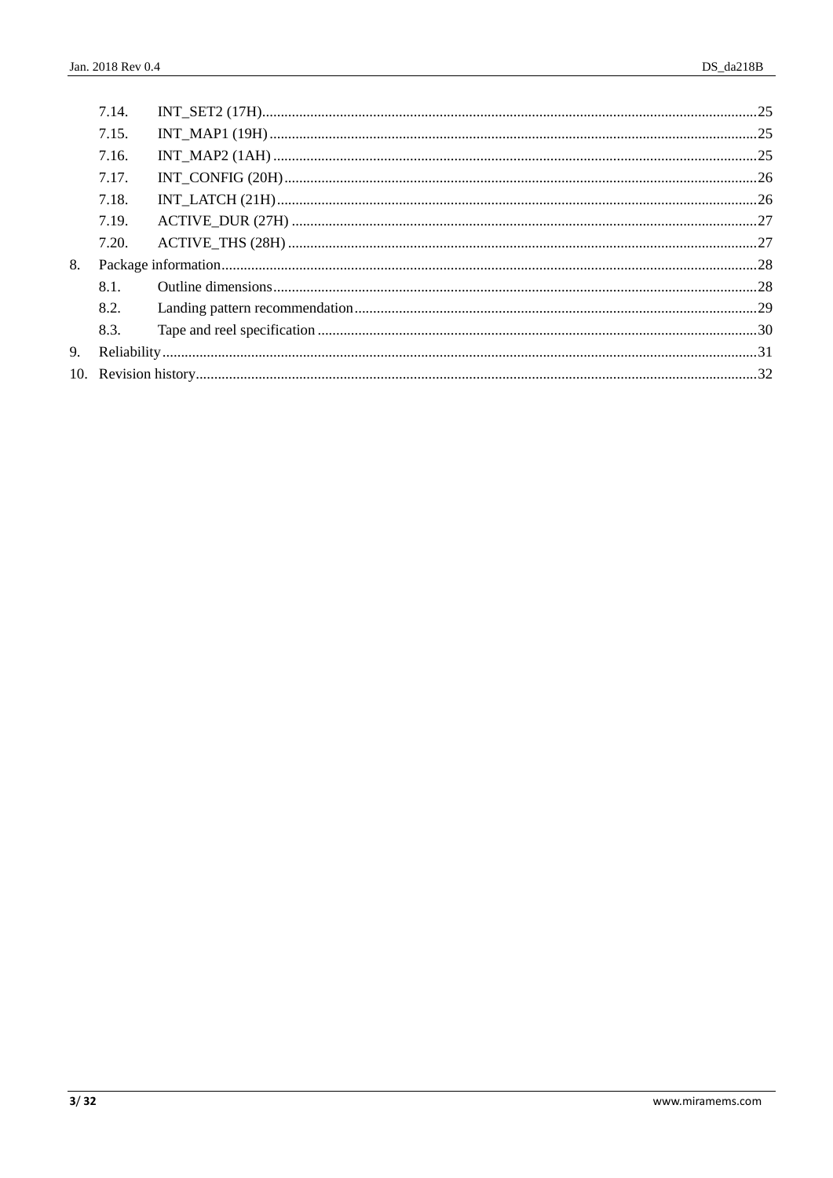7.14. INT_SET2 (17H)....................................................................................................................................25

7.15. INT_MAP1 (19H)..................................................................................................................................25

7.16. INT_MAP2 (1AH)..................................................................................................................................25

7.17. INT_CONFIG (20H)..............................................................................................................................26

7.18. INT_LATCH (21H)................................................................................................................................26

7.19. ACTIVE_DUR (27H)............................................................................................................................27

7.20. ACTIVE_THS (28H).............................................................................................................................27

8. Package information...............................................................................................................................28

8.1. Outline dimensions.................................................................................................................................28

8.2. Landing pattern recommendation...........................................................................................................29

8.3. Tape and reel specification.....................................................................................................................30

9. Reliability...............................................................................................................................................31

10. Revision history.....................................................................................................................................32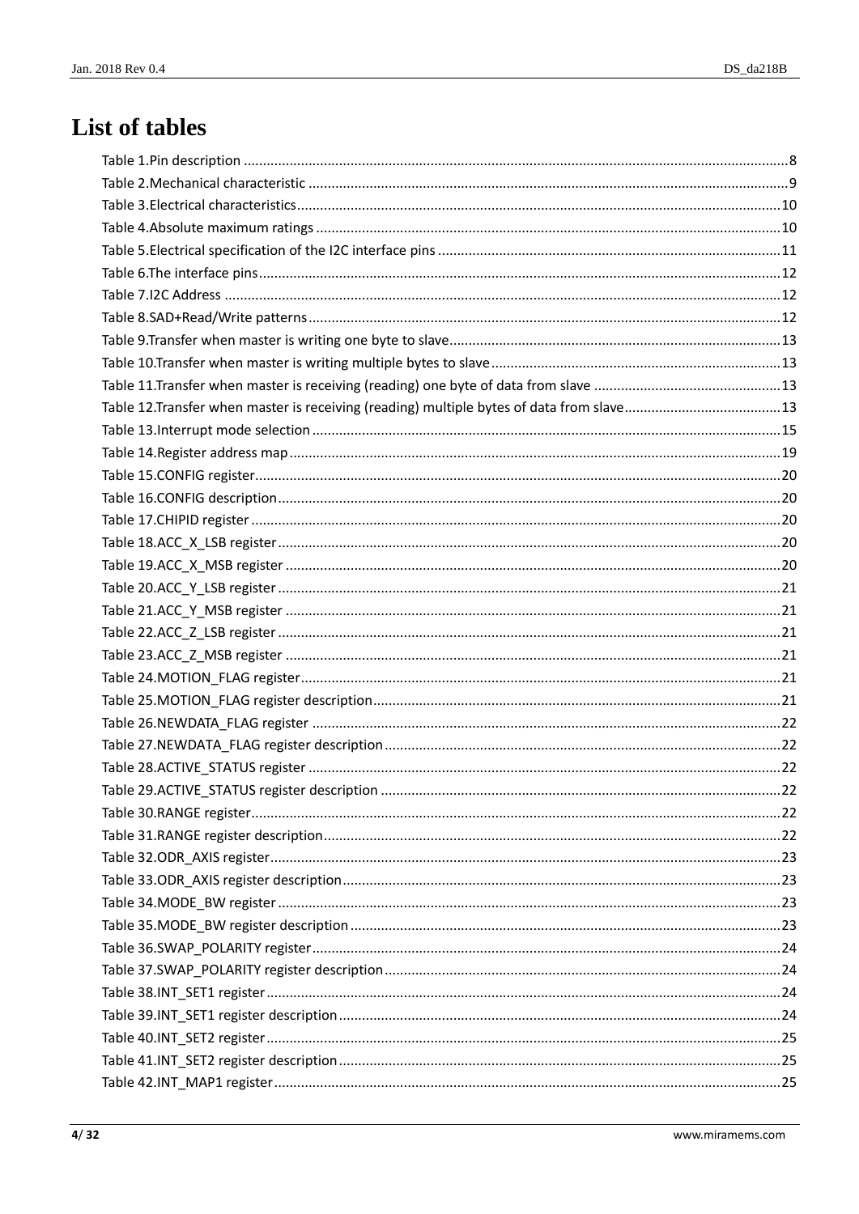# List of tables

Table 1.Pin description ........................................................................................................................................8
Table 2.Mechanical characteristic ..........................................................................................................................9
Table 3.Electrical characteristics...........................................................................................................................10
Table 4.Absolute maximum ratings .......................................................................................................................10
Table 5.Electrical specification of the I2C interface pins ........................................................................................11
Table 6.The interface pins......................................................................................................................................12
Table 7.I2C Address ...............................................................................................................................................12
Table 8.SAD+Read/Write patterns.........................................................................................................................12
Table 9.Transfer when master is writing one byte to slave.....................................................................................13
Table 10.Transfer when master is writing multiple bytes to slave..........................................................................13
Table 11.Transfer when master is receiving (reading) one byte of data from slave ................................................13
Table 12.Transfer when master is receiving (reading) multiple bytes of data from slave.........................................13
Table 13.Interrupt mode selection ........................................................................................................................15
Table 14.Register address map..............................................................................................................................19
Table 15.CONFIG register.......................................................................................................................................20
Table 16.CONFIG description.................................................................................................................................20
Table 17.CHIPID register ........................................................................................................................................20
Table 18.ACC_X_LSB register .................................................................................................................................20
Table 19.ACC_X_MSB register ...............................................................................................................................20
Table 20.ACC_Y_LSB register .................................................................................................................................21
Table 21.ACC_Y_MSB register ...............................................................................................................................21
Table 22.ACC_Z_LSB register .................................................................................................................................21
Table 23.ACC_Z_MSB register ...............................................................................................................................21
Table 24.MOTION_FLAG register...........................................................................................................................21
Table 25.MOTION_FLAG register description.........................................................................................................21
Table 26.NEWDATA_FLAG register ........................................................................................................................22
Table 27.NEWDATA_FLAG register description......................................................................................................22
Table 28.ACTIVE_STATUS register .........................................................................................................................22
Table 29.ACTIVE_STATUS register description .......................................................................................................22
Table 30.RANGE register........................................................................................................................................22
Table 31.RANGE register description.....................................................................................................................22
Table 32.ODR_AXIS register...................................................................................................................................23
Table 33.ODR_AXIS register description................................................................................................................23
Table 34.MODE_BW register .................................................................................................................................23
Table 35.MODE_BW register description ..............................................................................................................23
Table 36.SWAP_POLARITY register........................................................................................................................24
Table 37.SWAP_POLARITY register description.....................................................................................................24
Table 38.INT_SET1 register....................................................................................................................................24
Table 39.INT_SET1 register description.................................................................................................................24
Table 40.INT_SET2 register....................................................................................................................................25
Table 41.INT_SET2 register description.................................................................................................................25
Table 42.INT_MAP1 register..................................................................................................................................25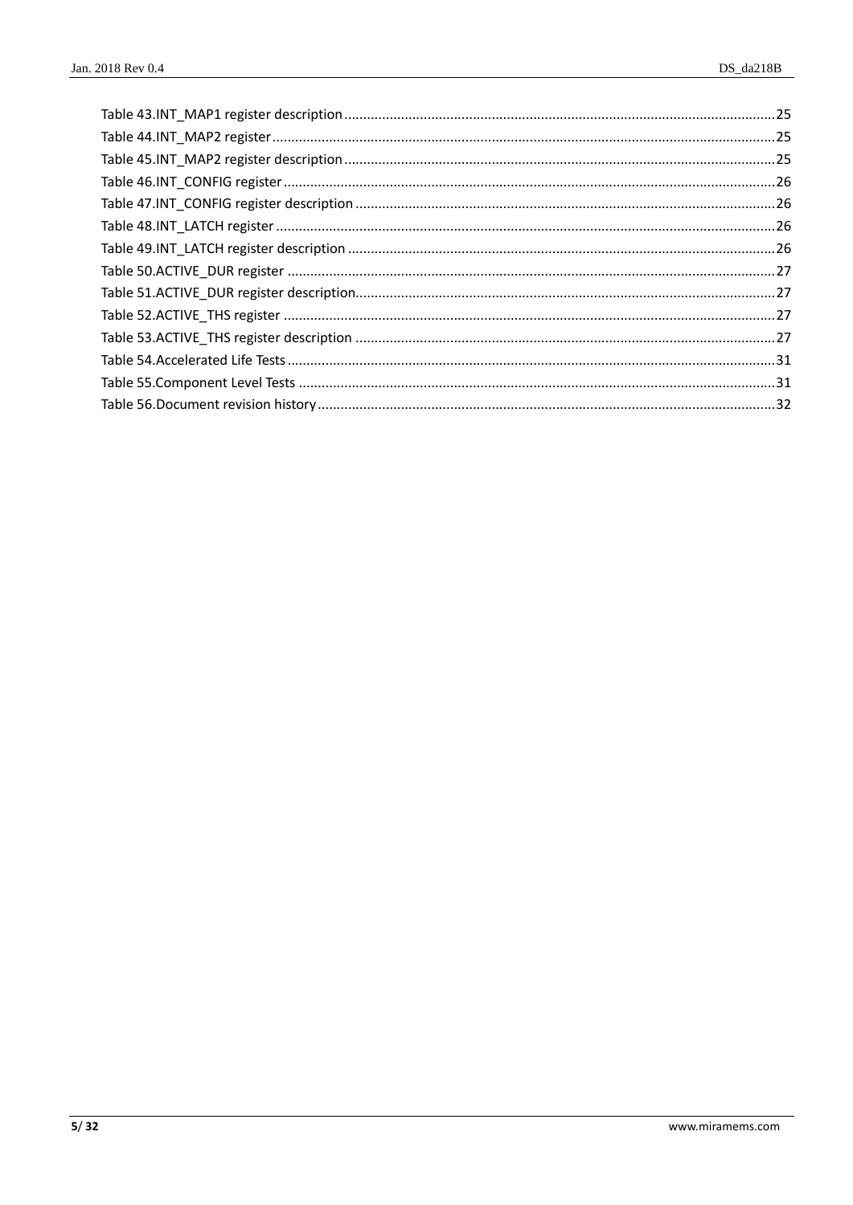Table 43.INT_MAP1 register description ........................................................................ 25
Table 44.INT_MAP2 register ........................................................................ 25
Table 45.INT_MAP2 register description ........................................................................ 25
Table 46.INT_CONFIG register ........................................................................ 26
Table 47.INT_CONFIG register description ........................................................................ 26
Table 48.INT_LATCH register ........................................................................ 26
Table 49.INT_LATCH register description ........................................................................ 26
Table 50.ACTIVE_DUR register ........................................................................ 27
Table 51.ACTIVE_DUR register description ........................................................................ 27
Table 52.ACTIVE_THS register ........................................................................ 27
Table 53.ACTIVE_THS register description ........................................................................ 27
Table 54.Accelerated Life Tests ........................................................................ 31
Table 55.Component Level Tests ........................................................................ 31
Table 56.Document revision history ........................................................................ 32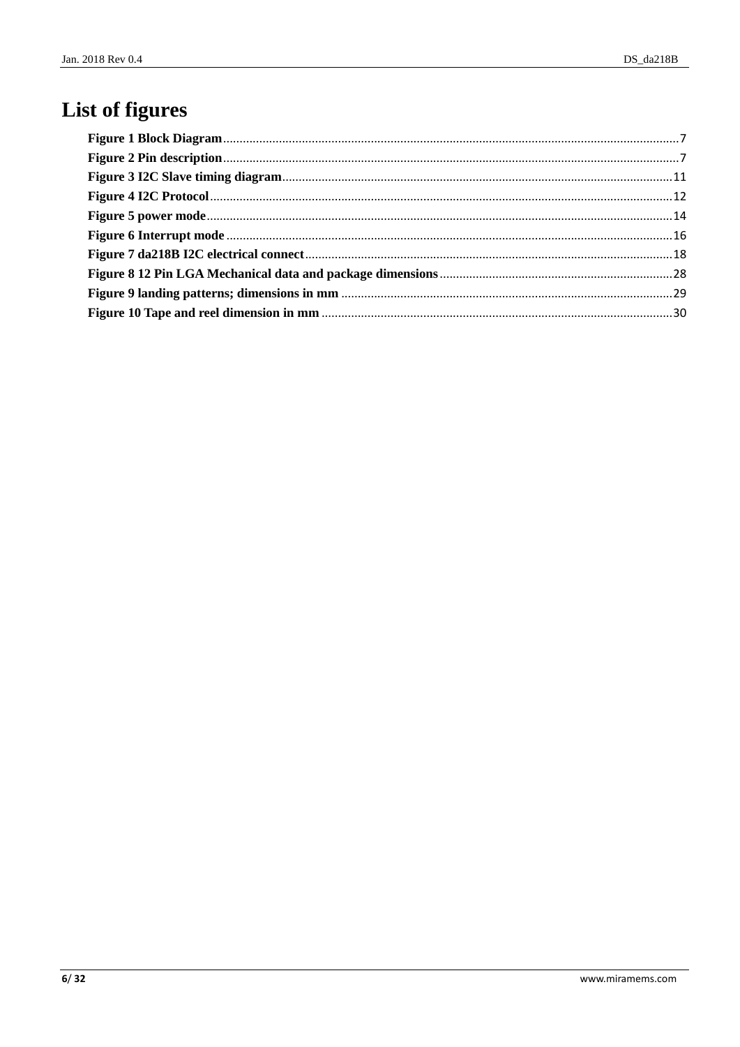# List of figures

**Figure 1 Block Diagram**......7
**Figure 2 Pin description**......7
**Figure 3 I2C Slave timing diagram**......11
**Figure 4 I2C Protocol**......12
**Figure 5 power mode**......14
**Figure 6 Interrupt mode**......16
**Figure 7 da218B I2C electrical connect**......18
**Figure 8 12 Pin LGA Mechanical data and package dimensions**......28
**Figure 9 landing patterns; dimensions in mm**......29
**Figure 10 Tape and reel dimension in mm**......30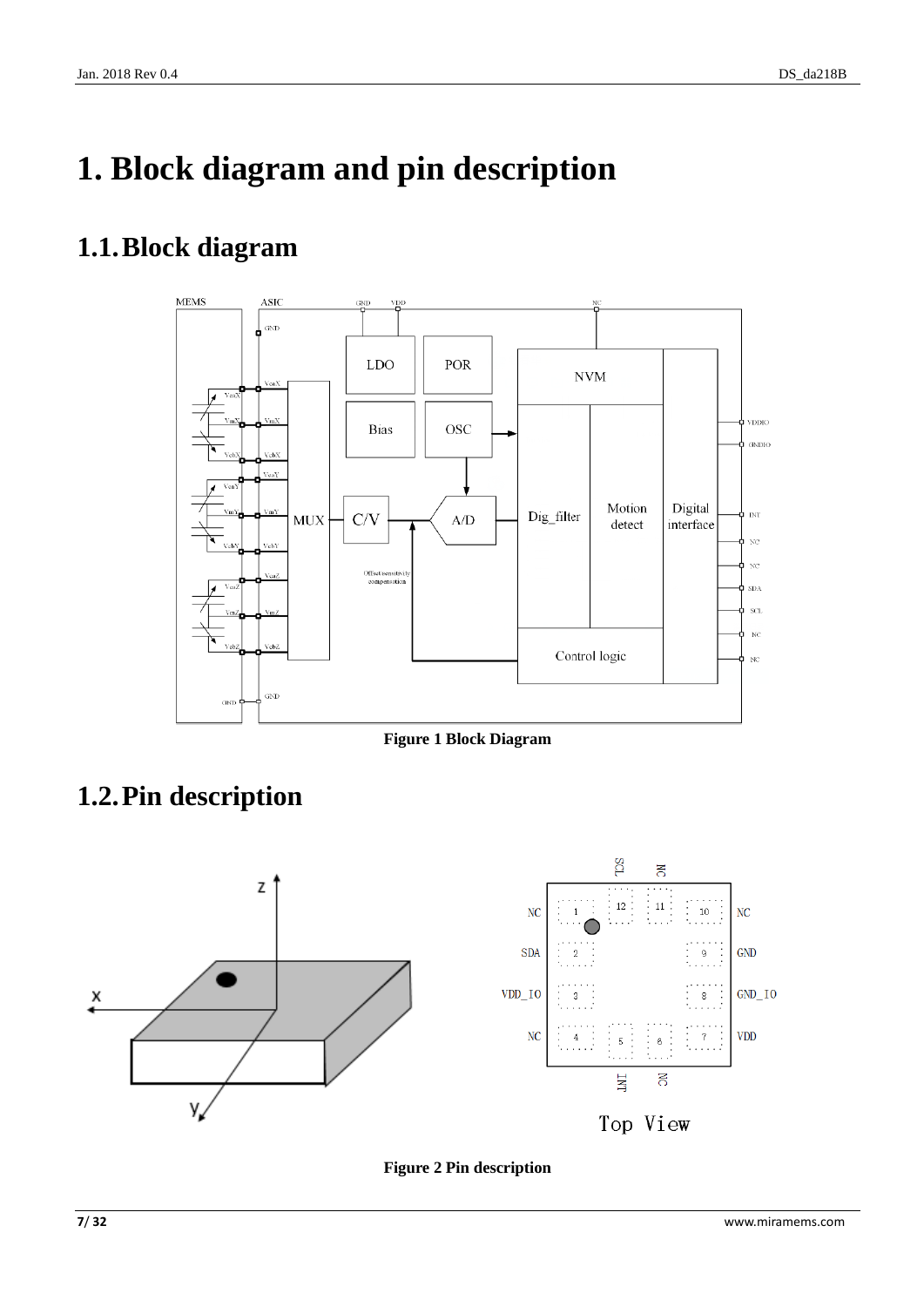# 1. Block diagram and pin description

## 1.1. Block diagram

Figure 1 Block Diagram

## 1.2. Pin description

Figure 2 Pin description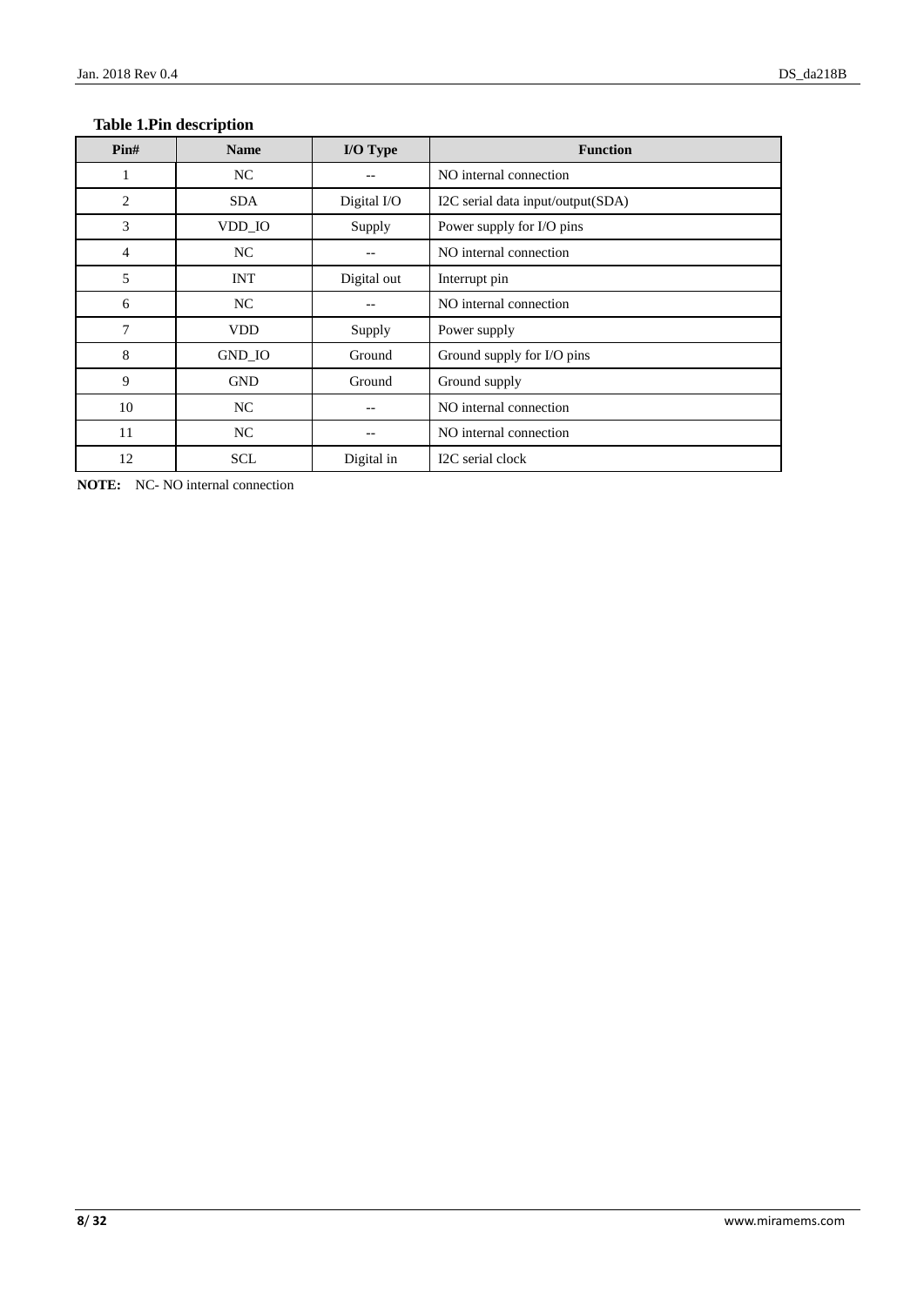**Table 1.Pin description**

| Pin# | Name | I/O Type | Function |
| --- | --- | --- | --- |
| 1 | NC | -- | NO internal connection |
| 2 | SDA | Digital I/O | I2C serial data input/output(SDA) |
| 3 | VDD_IO | Supply | Power supply for I/O pins |
| 4 | NC | -- | NO internal connection |
| 5 | INT | Digital out | Interrupt pin |
| 6 | NC | -- | NO internal connection |
| 7 | VDD | Supply | Power supply |
| 8 | GND_IO | Ground | Ground supply for I/O pins |
| 9 | GND | Ground | Ground supply |
| 10 | NC | -- | NO internal connection |
| 11 | NC | -- | NO internal connection |
| 12 | SCL | Digital in | I2C serial clock |

**NOTE:** NC- NO internal connection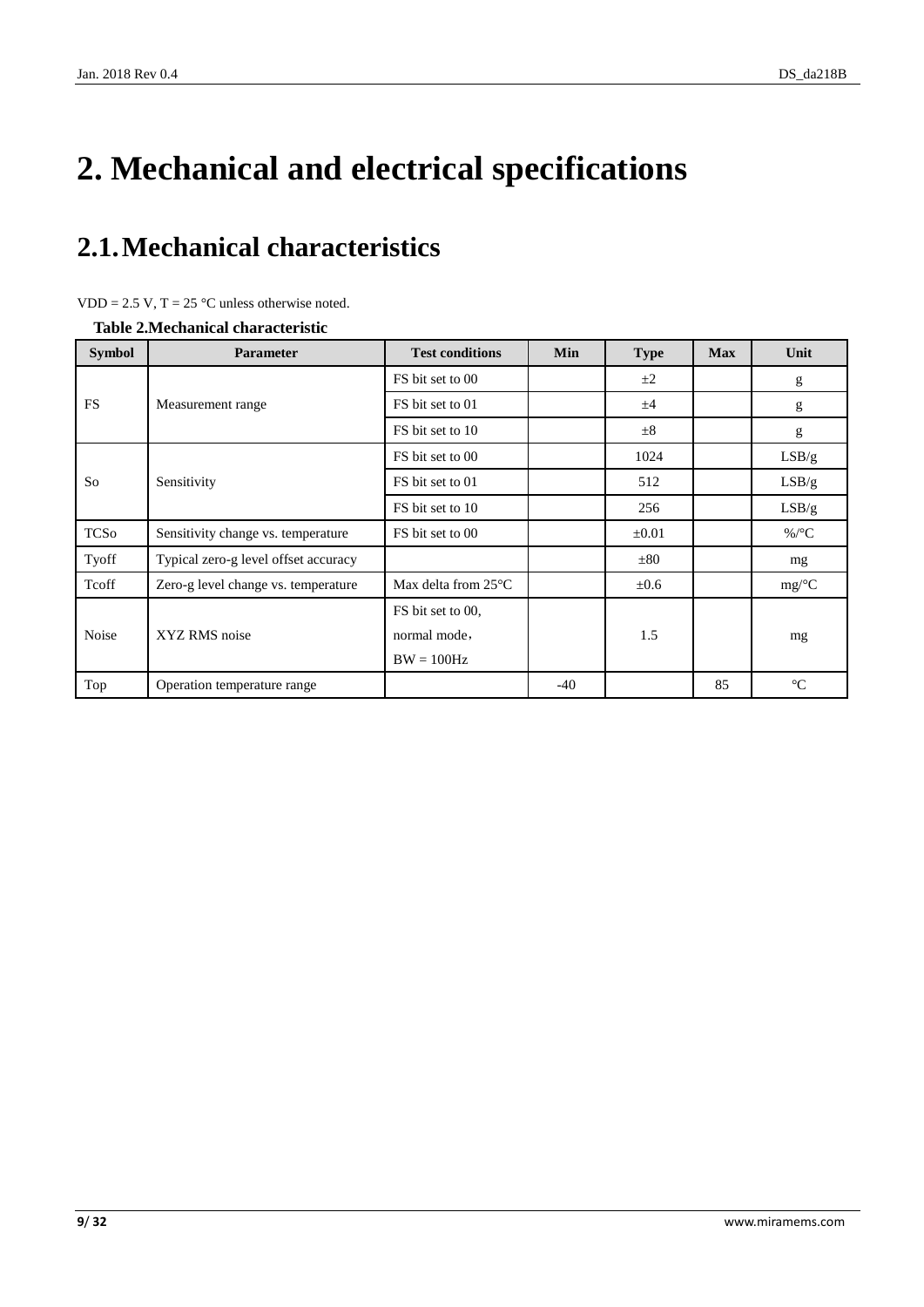# 2. Mechanical and electrical specifications

## 2.1. Mechanical characteristics

VDD = 2.5 V, T = 25 °C unless otherwise noted.

**Table 2.Mechanical characteristic**

| Symbol | Parameter | Test conditions | Min | Type | Max | Unit |
|---|---|---|---|---|---|---|
| FS | Measurement range | FS bit set to 00 | | ±2 | | g |
| | | FS bit set to 01 | | ±4 | | g |
| | | FS bit set to 10 | | ±8 | | g |
| So | Sensitivity | FS bit set to 00 | | 1024 | | LSB/g |
| | | FS bit set to 01 | | 512 | | LSB/g |
| | | FS bit set to 10 | | 256 | | LSB/g |
| TCSo | Sensitivity change vs. temperature | FS bit set to 00 | | ±0.01 | | %/°C |
| Tyoff | Typical zero-g level offset accuracy | | | ±80 | | mg |
| Tcoff | Zero-g level change vs. temperature | Max delta from 25°C | | ±0.6 | | mg/°C |
| Noise | XYZ RMS noise | FS bit set to 00, normal mode， BW = 100Hz | | 1.5 | | mg |
| Top | Operation temperature range | | -40 | | 85 | °C |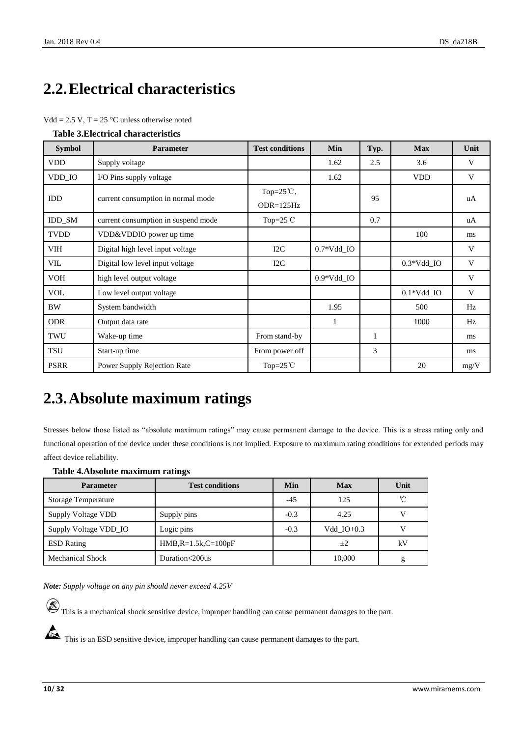## 2.2. Electrical characteristics

Vdd = 2.5 V, T = 25 °C unless otherwise noted

**Table 3.Electrical characteristics**

| Symbol | Parameter | Test conditions | Min | Typ. | Max | Unit |
|---|---|---|---|---|---|---|
| VDD | Supply voltage | | 1.62 | 2.5 | 3.6 | V |
| VDD_IO | I/O Pins supply voltage | | 1.62 | | VDD | V |
| IDD | current consumption in normal mode | Top=25℃, ODR=125Hz | | 95 | | uA |
| IDD_SM | current consumption in suspend mode | Top=25℃ | | 0.7 | | uA |
| TVDD | VDD&VDDIO power up time | | | | 100 | ms |
| VIH | Digital high level input voltage | I2C | 0.7*Vdd_IO | | | V |
| VIL | Digital low level input voltage | I2C | | | 0.3*Vdd_IO | V |
| VOH | high level output voltage | | 0.9*Vdd_IO | | | V |
| VOL | Low level output voltage | | | | 0.1*Vdd_IO | V |
| BW | System bandwidth | | 1.95 | | 500 | Hz |
| ODR | Output data rate | | 1 | | 1000 | Hz |
| TWU | Wake-up time | From stand-by | | 1 | | ms |
| TSU | Start-up time | From power off | | 3 | | ms |
| PSRR | Power Supply Rejection Rate | Top=25℃ | | | 20 | mg/V |

## 2.3. Absolute maximum ratings

Stresses below those listed as "absolute maximum ratings" may cause permanent damage to the device. This is a stress rating only and functional operation of the device under these conditions is not implied. Exposure to maximum rating conditions for extended periods may affect device reliability.

**Table 4.Absolute maximum ratings**

| Parameter | Test conditions | Min | Max | Unit |
|---|---|---|---|---|
| Storage Temperature | | -45 | 125 | ℃ |
| Supply Voltage VDD | Supply pins | -0.3 | 4.25 | V |
| Supply Voltage VDD_IO | Logic pins | -0.3 | Vdd_IO+0.3 | V |
| ESD Rating | HMB,R=1.5k,C=100pF | | ±2 | kV |
| Mechanical Shock | Duration<200us | | 10,000 | g |

***Note:*** *Supply voltage on any pin should never exceed 4.25V*

This is a mechanical shock sensitive device, improper handling can cause permanent damages to the part.

This is an ESD sensitive device, improper handling can cause permanent damages to the part.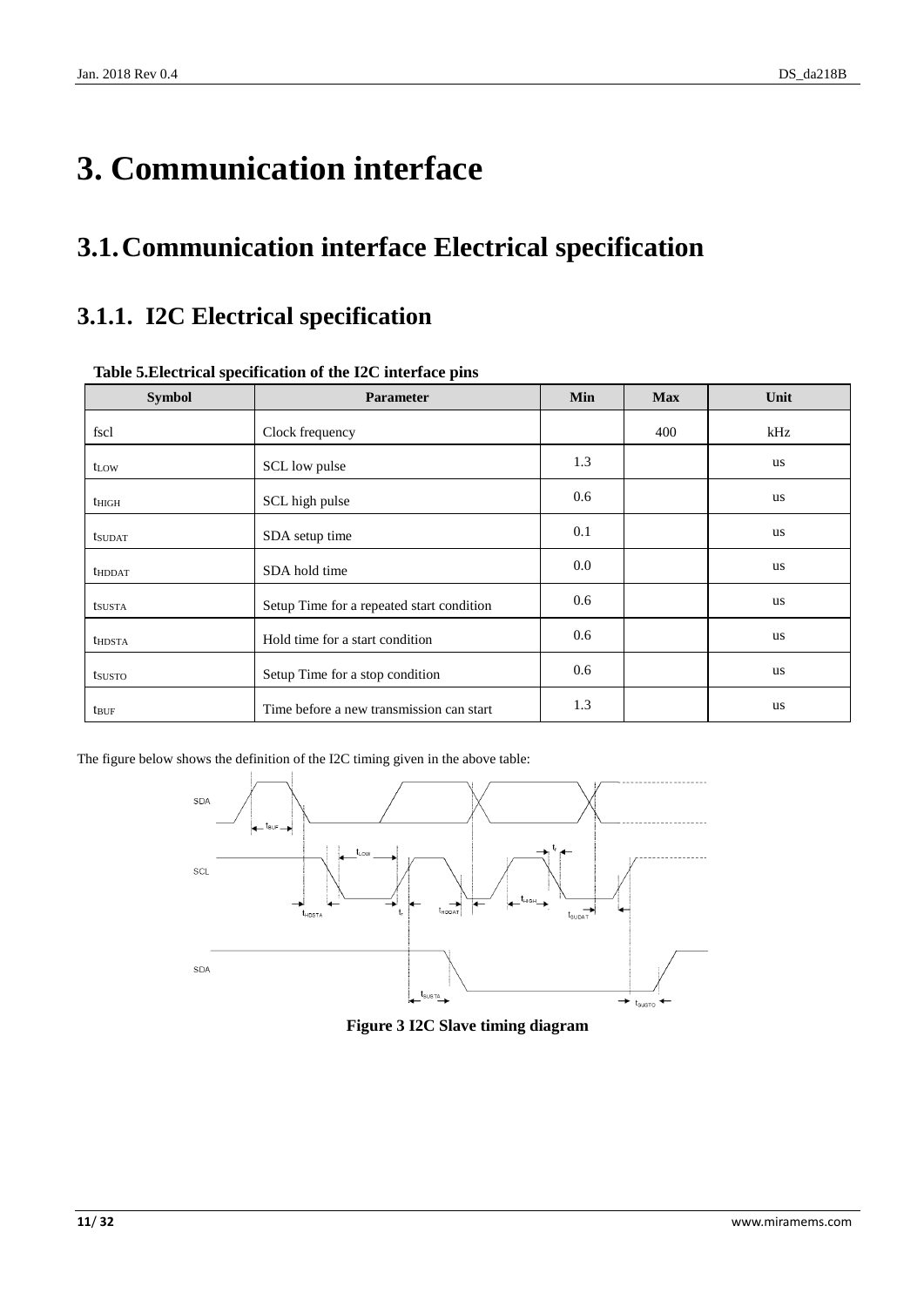# 3. Communication interface

## 3.1. Communication interface Electrical specification

### 3.1.1. I2C Electrical specification

**Table 5.Electrical specification of the I2C interface pins**

| Symbol | Parameter | Min | Max | Unit |
|---|---|---|---|---|
| fscl | Clock frequency | | 400 | kHz |
| $t_{LOW}$ | SCL low pulse | 1.3 | | us |
| $t_{HIGH}$ | SCL high pulse | 0.6 | | us |
| $t_{SUDAT}$ | SDA setup time | 0.1 | | us |
| $t_{HDDAT}$ | SDA hold time | 0.0 | | us |
| $t_{SUSTA}$ | Setup Time for a repeated start condition | 0.6 | | us |
| $t_{HDSTA}$ | Hold time for a start condition | 0.6 | | us |
| $t_{SUSTO}$ | Setup Time for a stop condition | 0.6 | | us |
| $t_{BUF}$ | Time before a new transmission can start | 1.3 | | us |

The figure below shows the definition of the I2C timing given in the above table:

**Figure 3 I2C Slave timing diagram**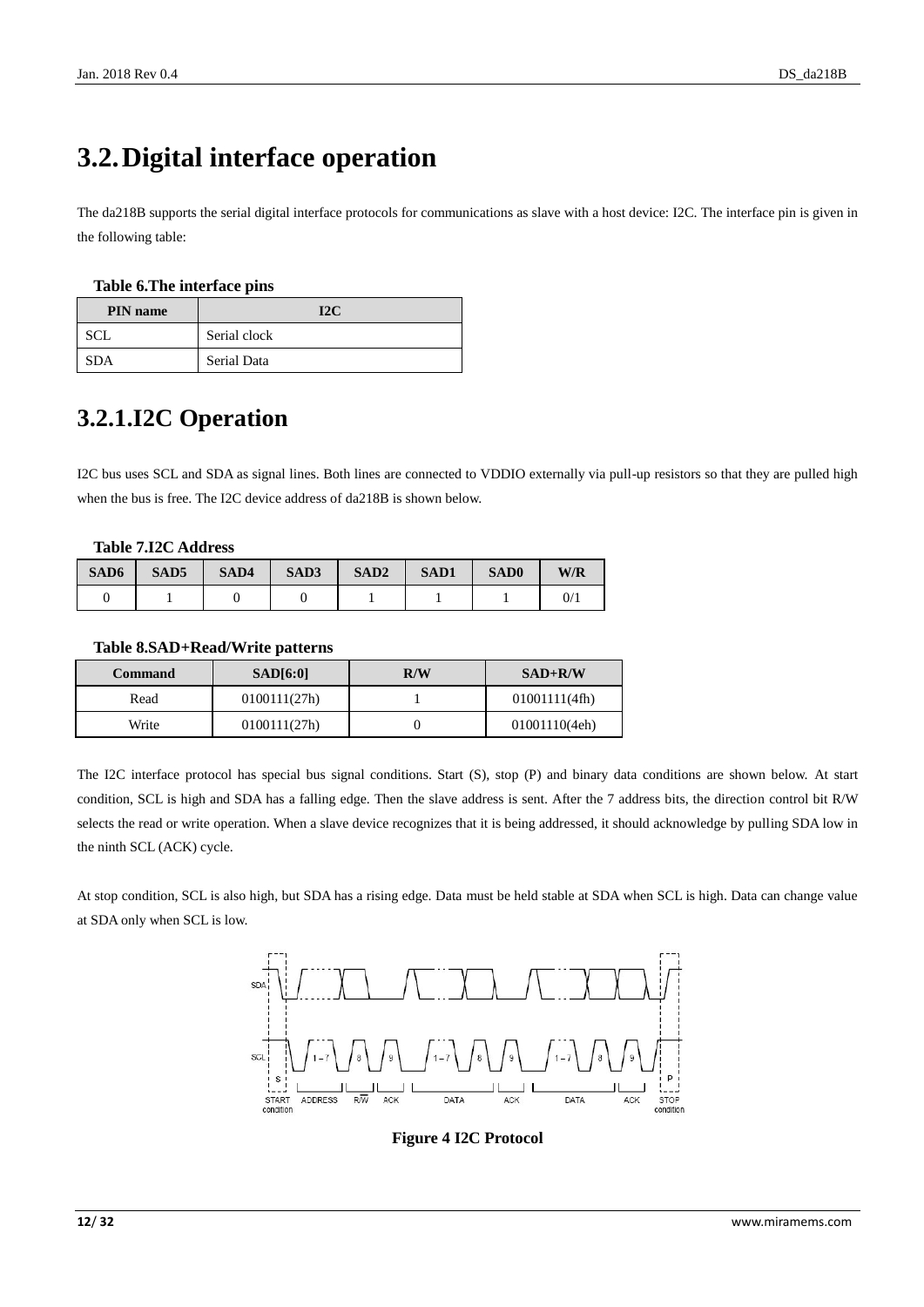# 3.2. Digital interface operation

The da218B supports the serial digital interface protocols for communications as slave with a host device: I2C. The interface pin is given in the following table:

**Table 6.The interface pins**

| PIN name | I2C |
|---|---|
| SCL | Serial clock |
| SDA | Serial Data |

## 3.2.1.I2C Operation

I2C bus uses SCL and SDA as signal lines. Both lines are connected to VDDIO externally via pull-up resistors so that they are pulled high when the bus is free. The I2C device address of da218B is shown below.

**Table 7.I2C Address**

| SAD6 | SAD5 | SAD4 | SAD3 | SAD2 | SAD1 | SAD0 | W/R |
|---|---|---|---|---|---|---|---|
| 0 | 1 | 0 | 0 | 1 | 1 | 1 | 0/1 |

**Table 8.SAD+Read/Write patterns**

| Command | SAD[6:0] | R/W | SAD+R/W |
|---|---|---|---|
| Read | 0100111(27h) | 1 | 01001111(4fh) |
| Write | 0100111(27h) | 0 | 01001110(4eh) |

The I2C interface protocol has special bus signal conditions. Start (S), stop (P) and binary data conditions are shown below. At start condition, SCL is high and SDA has a falling edge. Then the slave address is sent. After the 7 address bits, the direction control bit R/W selects the read or write operation. When a slave device recognizes that it is being addressed, it should acknowledge by pulling SDA low in the ninth SCL (ACK) cycle.

At stop condition, SCL is also high, but SDA has a rising edge. Data must be held stable at SDA when SCL is high. Data can change value at SDA only when SCL is low.

**Figure 4 I2C Protocol**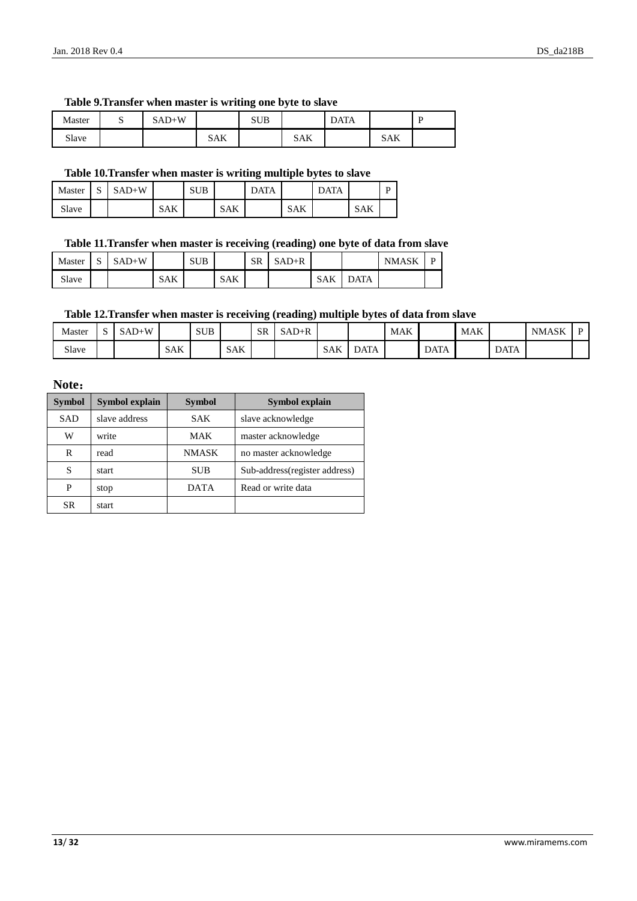**Table 9.Transfer when master is writing one byte to slave**

| Master | S | SAD+W | | SUB | | DATA | | P |
|---|---|---|---|---|---|---|---|---|
| Slave | | | SAK | | SAK | | SAK | |

**Table 10.Transfer when master is writing multiple bytes to slave**

| Master | S | SAD+W | | SUB | | DATA | | DATA | | P |
|---|---|---|---|---|---|---|---|---|---|---|
| Slave | | | SAK | | SAK | | SAK | | SAK | |

**Table 11.Transfer when master is receiving (reading) one byte of data from slave**

| Master | S | SAD+W | | SUB | | SR | SAD+R | | | NMASK | P |
|---|---|---|---|---|---|---|---|---|---|---|---|
| Slave | | | SAK | | SAK | | | SAK | DATA | | |

**Table 12.Transfer when master is receiving (reading) multiple bytes of data from slave**

| Master | S | SAD+W | | SUB | | SR | SAD+R | | | MAK | | MAK | | NMASK | P |
|---|---|---|---|---|---|---|---|---|---|---|---|---|---|---|---|
| Slave | | | SAK | | SAK | | | SAK | DATA | | DATA | | DATA | | |

**Note：**

| Symbol | Symbol explain | Symbol | Symbol explain |
|---|---|---|---|
| SAD | slave address | SAK | slave acknowledge |
| W | write | MAK | master acknowledge |
| R | read | NMASK | no master acknowledge |
| S | start | SUB | Sub-address(register address) |
| P | stop | DATA | Read or write data |
| SR | start | | |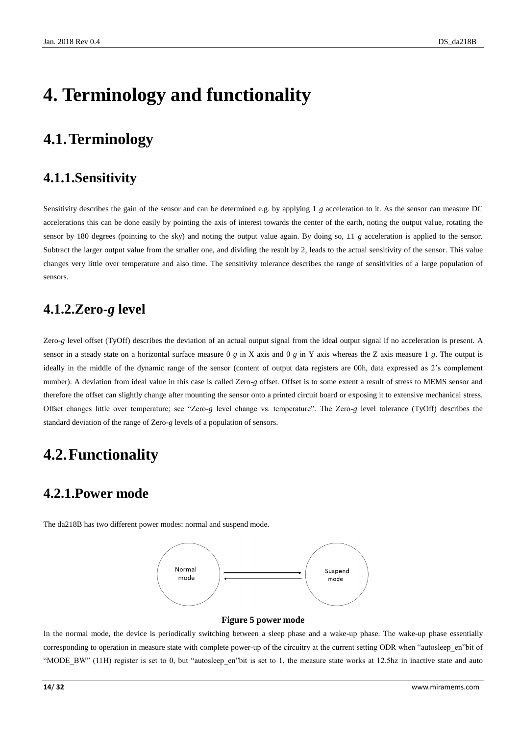# 4. Terminology and functionality

## 4.1. Terminology

### 4.1.1. Sensitivity

Sensitivity describes the gain of the sensor and can be determined e.g. by applying 1 *g* acceleration to it. As the sensor can measure DC accelerations this can be done easily by pointing the axis of interest towards the center of the earth, noting the output value, rotating the sensor by 180 degrees (pointing to the sky) and noting the output value again. By doing so, ±1 *g* acceleration is applied to the sensor. Subtract the larger output value from the smaller one, and dividing the result by 2, leads to the actual sensitivity of the sensor. This value changes very little over temperature and also time. The sensitivity tolerance describes the range of sensitivities of a large population of sensors.

### 4.1.2. Zero-*g* level

Zero-*g* level offset (TyOff) describes the deviation of an actual output signal from the ideal output signal if no acceleration is present. A sensor in a steady state on a horizontal surface measure 0 *g* in X axis and 0 *g* in Y axis whereas the Z axis measure 1 *g*. The output is ideally in the middle of the dynamic range of the sensor (content of output data registers are 00h, data expressed as 2's complement number). A deviation from ideal value in this case is called Zero-*g* offset. Offset is to some extent a result of stress to MEMS sensor and therefore the offset can slightly change after mounting the sensor onto a printed circuit board or exposing it to extensive mechanical stress. Offset changes little over temperature; see "Zero-*g* level change vs. temperature". The Zero-*g* level tolerance (TyOff) describes the standard deviation of the range of Zero-*g* levels of a population of sensors.

## 4.2. Functionality

### 4.2.1. Power mode

The da218B has two different power modes: normal and suspend mode.

Normal mode ⇄ Suspend mode

**Figure 5 power mode**

In the normal mode, the device is periodically switching between a sleep phase and a wake-up phase. The wake-up phase essentially corresponding to operation in measure state with complete power-up of the circuitry at the current setting ODR when "autosleep_en"bit of "MODE_BW" (11H) register is set to 0, but "autosleep_en"bit is set to 1, the measure state works at 12.5hz in inactive state and auto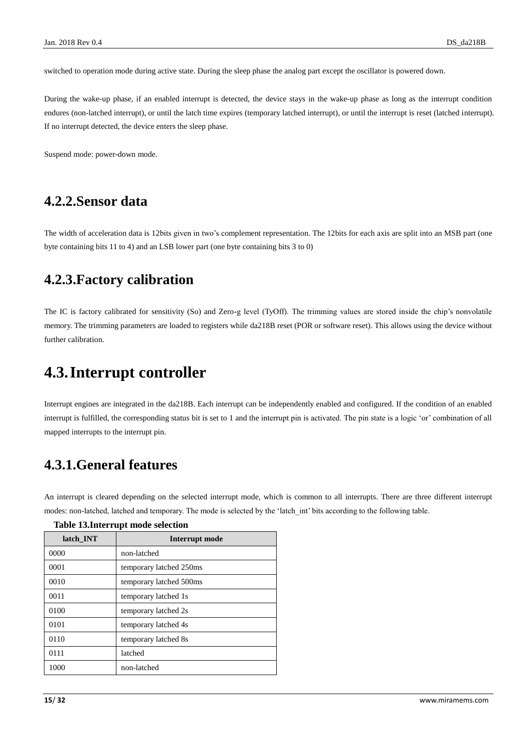switched to operation mode during active state. During the sleep phase the analog part except the oscillator is powered down.

During the wake-up phase, if an enabled interrupt is detected, the device stays in the wake-up phase as long as the interrupt condition endures (non-latched interrupt), or until the latch time expires (temporary latched interrupt), or until the interrupt is reset (latched interrupt). If no interrupt detected, the device enters the sleep phase.

Suspend mode: power-down mode.

### 4.2.2.Sensor data

The width of acceleration data is 12bits given in two's complement representation. The 12bits for each axis are split into an MSB part (one byte containing bits 11 to 4) and an LSB lower part (one byte containing bits 3 to 0)

### 4.2.3.Factory calibration

The IC is factory calibrated for sensitivity (So) and Zero-g level (TyOff). The trimming values are stored inside the chip's nonvolatile memory. The trimming parameters are loaded to registers while da218B reset (POR or software reset). This allows using the device without further calibration.

## 4.3.Interrupt controller

Interrupt engines are integrated in the da218B. Each interrupt can be independently enabled and configured. If the condition of an enabled interrupt is fulfilled, the corresponding status bit is set to 1 and the interrupt pin is activated. The pin state is a logic 'or' combination of all mapped interrupts to the interrupt pin.

### 4.3.1.General features

An interrupt is cleared depending on the selected interrupt mode, which is common to all interrupts. There are three different interrupt modes: non-latched, latched and temporary. The mode is selected by the 'latch_int' bits according to the following table.

**Table 13.Interrupt mode selection**

| latch_INT | Interrupt mode |
|---|---|
| 0000 | non-latched |
| 0001 | temporary latched 250ms |
| 0010 | temporary latched 500ms |
| 0011 | temporary latched 1s |
| 0100 | temporary latched 2s |
| 0101 | temporary latched 4s |
| 0110 | temporary latched 8s |
| 0111 | latched |
| 1000 | non-latched |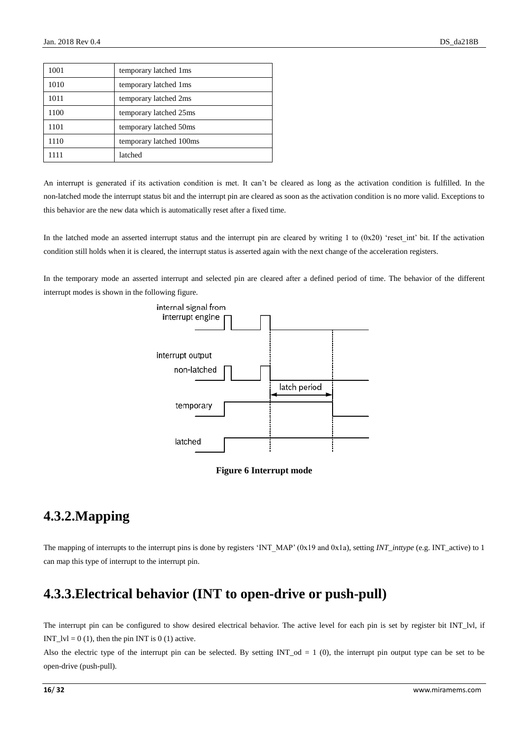| 1001 | temporary latched 1ms |
|---|---|
| 1010 | temporary latched 1ms |
| 1011 | temporary latched 2ms |
| 1100 | temporary latched 25ms |
| 1101 | temporary latched 50ms |
| 1110 | temporary latched 100ms |
| 1111 | latched |

An interrupt is generated if its activation condition is met. It can't be cleared as long as the activation condition is fulfilled. In the non-latched mode the interrupt status bit and the interrupt pin are cleared as soon as the activation condition is no more valid. Exceptions to this behavior are the new data which is automatically reset after a fixed time.

In the latched mode an asserted interrupt status and the interrupt pin are cleared by writing 1 to (0x20) 'reset_int' bit. If the activation condition still holds when it is cleared, the interrupt status is asserted again with the next change of the acceleration registers.

In the temporary mode an asserted interrupt and selected pin are cleared after a defined period of time. The behavior of the different interrupt modes is shown in the following figure.

**Figure 6 Interrupt mode**

## 4.3.2.Mapping

The mapping of interrupts to the interrupt pins is done by registers 'INT_MAP' (0x19 and 0x1a), setting *INT_inttype* (e.g. INT_active) to 1 can map this type of interrupt to the interrupt pin.

## 4.3.3.Electrical behavior (INT to open-drive or push-pull)

The interrupt pin can be configured to show desired electrical behavior. The active level for each pin is set by register bit INT_lvl, if INT_lvl = 0 (1), then the pin INT is 0 (1) active.

Also the electric type of the interrupt pin can be selected. By setting INT_od = 1 (0), the interrupt pin output type can be set to be open-drive (push-pull).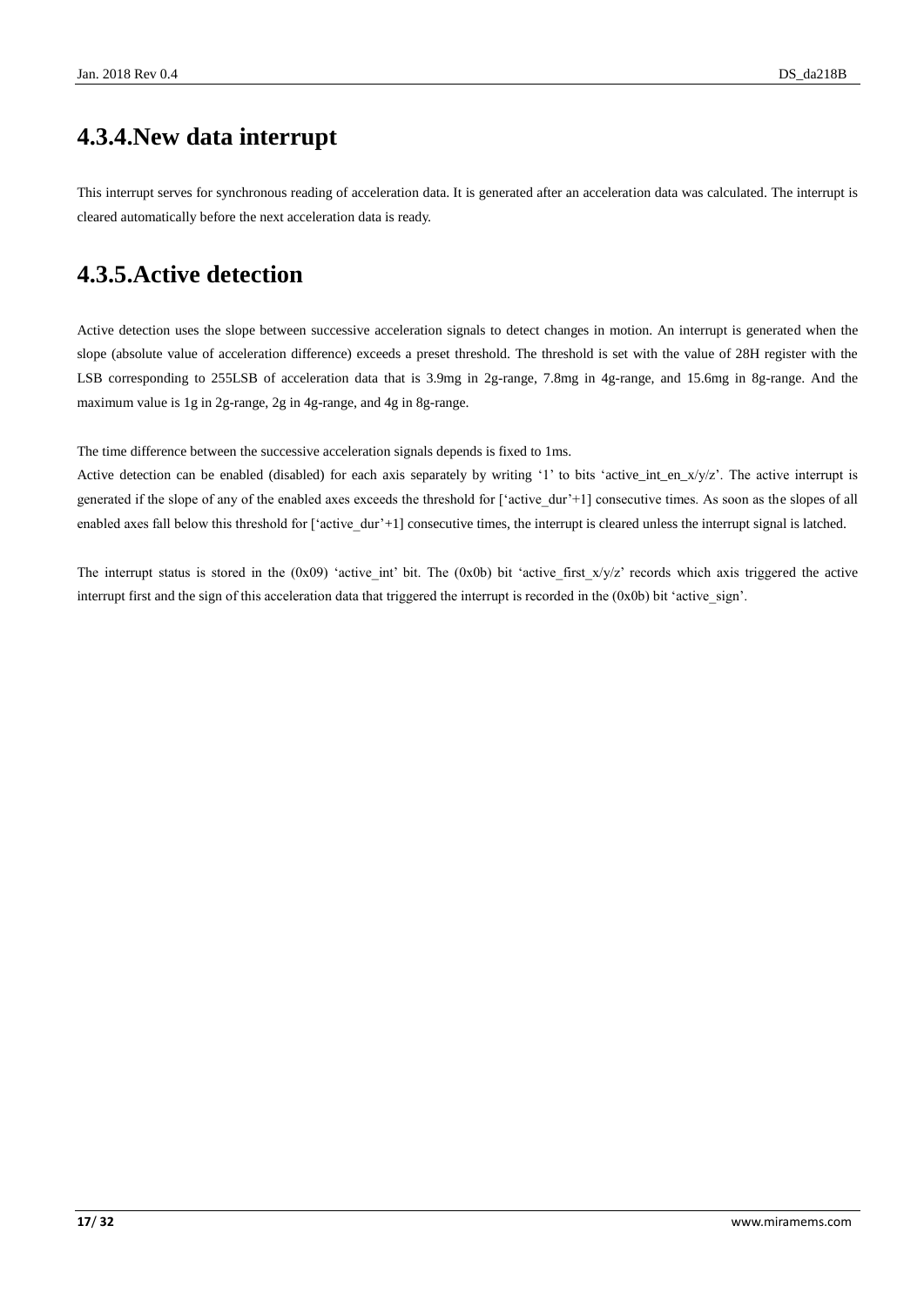## 4.3.4.New data interrupt

This interrupt serves for synchronous reading of acceleration data. It is generated after an acceleration data was calculated. The interrupt is cleared automatically before the next acceleration data is ready.

## 4.3.5.Active detection

Active detection uses the slope between successive acceleration signals to detect changes in motion. An interrupt is generated when the slope (absolute value of acceleration difference) exceeds a preset threshold. The threshold is set with the value of 28H register with the LSB corresponding to 255LSB of acceleration data that is 3.9mg in 2g-range, 7.8mg in 4g-range, and 15.6mg in 8g-range. And the maximum value is 1g in 2g-range, 2g in 4g-range, and 4g in 8g-range.

The time difference between the successive acceleration signals depends is fixed to 1ms.
Active detection can be enabled (disabled) for each axis separately by writing '1' to bits 'active_int_en_x/y/z'. The active interrupt is generated if the slope of any of the enabled axes exceeds the threshold for ['active_dur'+1] consecutive times. As soon as the slopes of all enabled axes fall below this threshold for ['active_dur'+1] consecutive times, the interrupt is cleared unless the interrupt signal is latched.

The interrupt status is stored in the (0x09) 'active_int' bit. The (0x0b) bit 'active_first_x/y/z' records which axis triggered the active interrupt first and the sign of this acceleration data that triggered the interrupt is recorded in the (0x0b) bit 'active_sign'.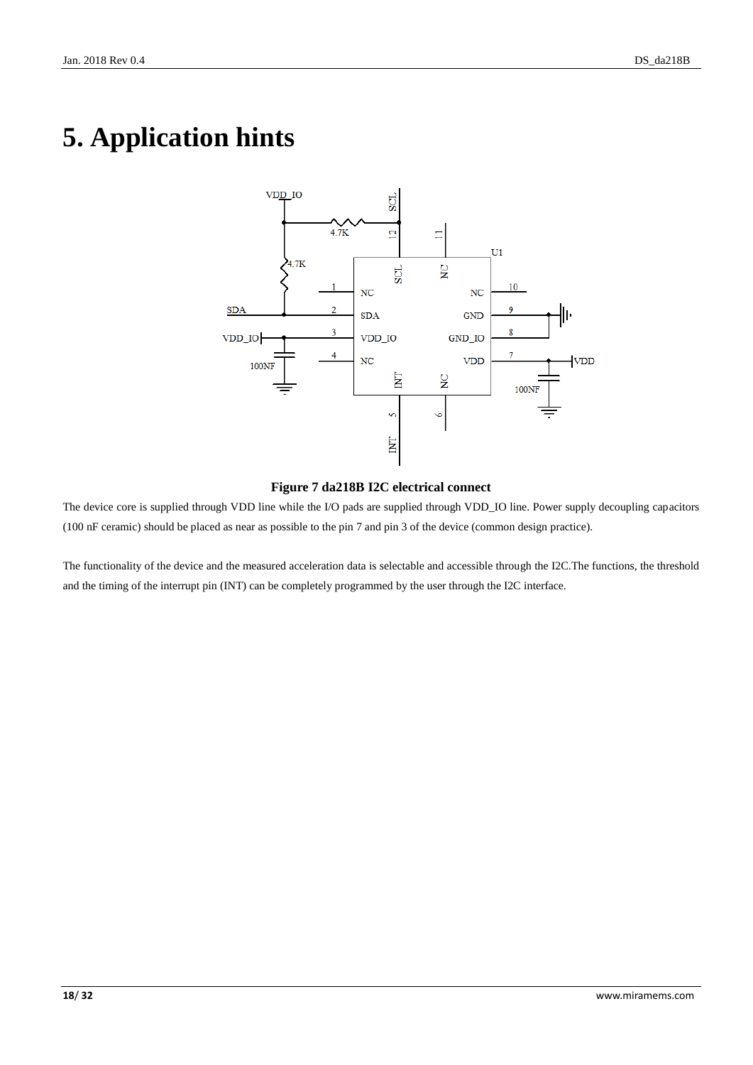# 5. Application hints

Figure 7 da218B I2C electrical connect

The device core is supplied through VDD line while the I/O pads are supplied through VDD_IO line. Power supply decoupling capacitors (100 nF ceramic) should be placed as near as possible to the pin 7 and pin 3 of the device (common design practice).

The functionality of the device and the measured acceleration data is selectable and accessible through the I2C.The functions, the threshold and the timing of the interrupt pin (INT) can be completely programmed by the user through the I2C interface.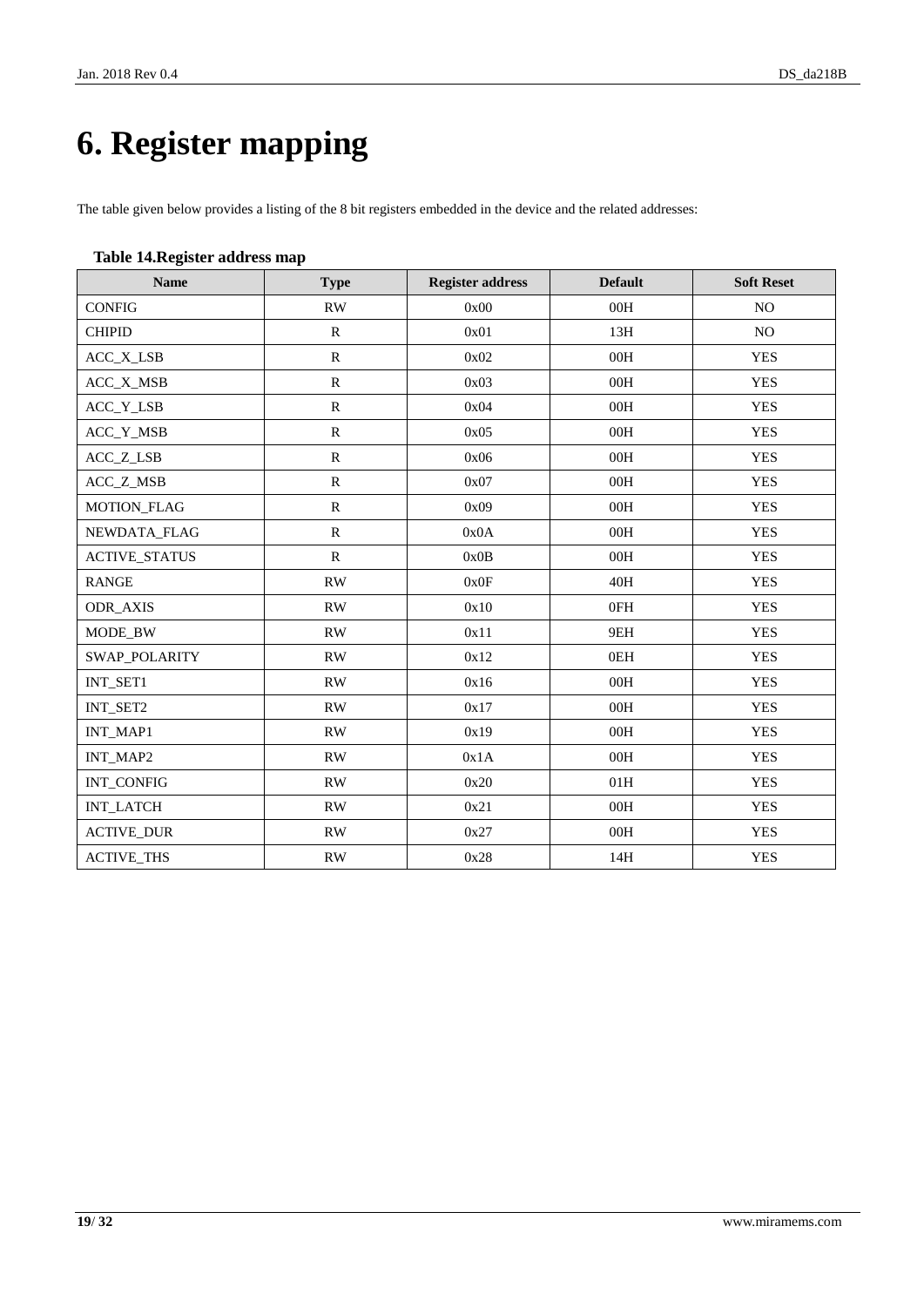# 6. Register mapping

The table given below provides a listing of the 8 bit registers embedded in the device and the related addresses:

**Table 14.Register address map**

| Name | Type | Register address | Default | Soft Reset |
|---|---|---|---|---|
| CONFIG | RW | 0x00 | 00H | NO |
| CHIPID | R | 0x01 | 13H | NO |
| ACC_X_LSB | R | 0x02 | 00H | YES |
| ACC_X_MSB | R | 0x03 | 00H | YES |
| ACC_Y_LSB | R | 0x04 | 00H | YES |
| ACC_Y_MSB | R | 0x05 | 00H | YES |
| ACC_Z_LSB | R | 0x06 | 00H | YES |
| ACC_Z_MSB | R | 0x07 | 00H | YES |
| MOTION_FLAG | R | 0x09 | 00H | YES |
| NEWDATA_FLAG | R | 0x0A | 00H | YES |
| ACTIVE_STATUS | R | 0x0B | 00H | YES |
| RANGE | RW | 0x0F | 40H | YES |
| ODR_AXIS | RW | 0x10 | 0FH | YES |
| MODE_BW | RW | 0x11 | 9EH | YES |
| SWAP_POLARITY | RW | 0x12 | 0EH | YES |
| INT_SET1 | RW | 0x16 | 00H | YES |
| INT_SET2 | RW | 0x17 | 00H | YES |
| INT_MAP1 | RW | 0x19 | 00H | YES |
| INT_MAP2 | RW | 0x1A | 00H | YES |
| INT_CONFIG | RW | 0x20 | 01H | YES |
| INT_LATCH | RW | 0x21 | 00H | YES |
| ACTIVE_DUR | RW | 0x27 | 00H | YES |
| ACTIVE_THS | RW | 0x28 | 14H | YES |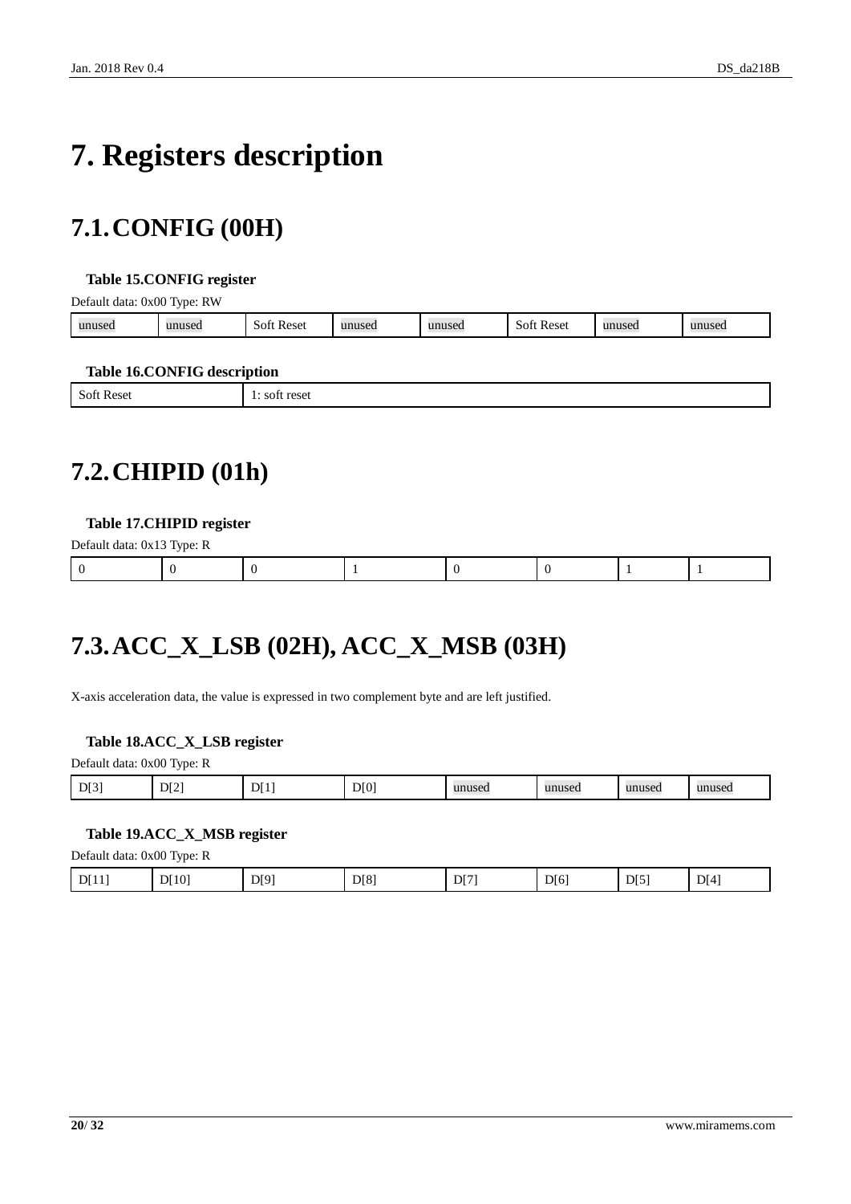# 7. Registers description

## 7.1. CONFIG (00H)

**Table 15.CONFIG register**

Default data: 0x00 Type: RW

| unused | unused | Soft Reset | unused | unused | Soft Reset | unused | unused |
|---|---|---|---|---|---|---|---|

**Table 16.CONFIG description**

| Soft Reset | 1: soft reset |
|---|---|

## 7.2. CHIPID (01h)

**Table 17.CHIPID register**

Default data: 0x13 Type: R

| 0 | 0 | 0 | 1 | 0 | 0 | 1 | 1 |
|---|---|---|---|---|---|---|---|

## 7.3. ACC_X_LSB (02H), ACC_X_MSB (03H)

X-axis acceleration data, the value is expressed in two complement byte and are left justified.

**Table 18.ACC_X_LSB register**

Default data: 0x00 Type: R

| D[3] | D[2] | D[1] | D[0] | unused | unused | unused | unused |
|---|---|---|---|---|---|---|---|

**Table 19.ACC_X_MSB register**

Default data: 0x00 Type: R

| D[11] | D[10] | D[9] | D[8] | D[7] | D[6] | D[5] | D[4] |
|---|---|---|---|---|---|---|---|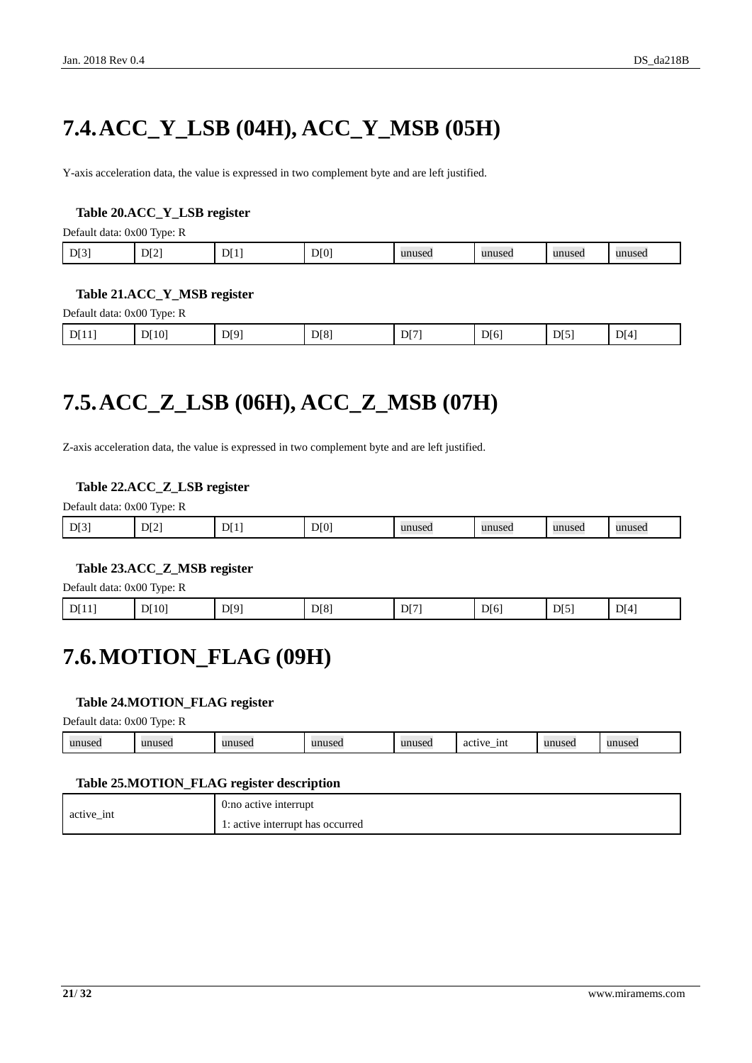## 7.4. ACC_Y_LSB (04H), ACC_Y_MSB (05H)

Y-axis acceleration data, the value is expressed in two complement byte and are left justified.

**Table 20.ACC_Y_LSB register**

Default data: 0x00 Type: R

| D[3] | D[2] | D[1] | D[0] | unused | unused | unused | unused |
|---|---|---|---|---|---|---|---|

**Table 21.ACC_Y_MSB register**

Default data: 0x00 Type: R

| D[11] | D[10] | D[9] | D[8] | D[7] | D[6] | D[5] | D[4] |
|---|---|---|---|---|---|---|---|

## 7.5. ACC_Z_LSB (06H), ACC_Z_MSB (07H)

Z-axis acceleration data, the value is expressed in two complement byte and are left justified.

**Table 22.ACC_Z_LSB register**

Default data: 0x00 Type: R

| D[3] | D[2] | D[1] | D[0] | unused | unused | unused | unused |
|---|---|---|---|---|---|---|---|

**Table 23.ACC_Z_MSB register**

Default data: 0x00 Type: R

| D[11] | D[10] | D[9] | D[8] | D[7] | D[6] | D[5] | D[4] |
|---|---|---|---|---|---|---|---|

## 7.6. MOTION_FLAG (09H)

**Table 24.MOTION_FLAG register**

Default data: 0x00 Type: R

| unused | unused | unused | unused | unused | active_int | unused | unused |
|---|---|---|---|---|---|---|---|

**Table 25.MOTION_FLAG register description**

| active_int | 0:no active interrupt<br>1: active interrupt has occurred |
|---|---|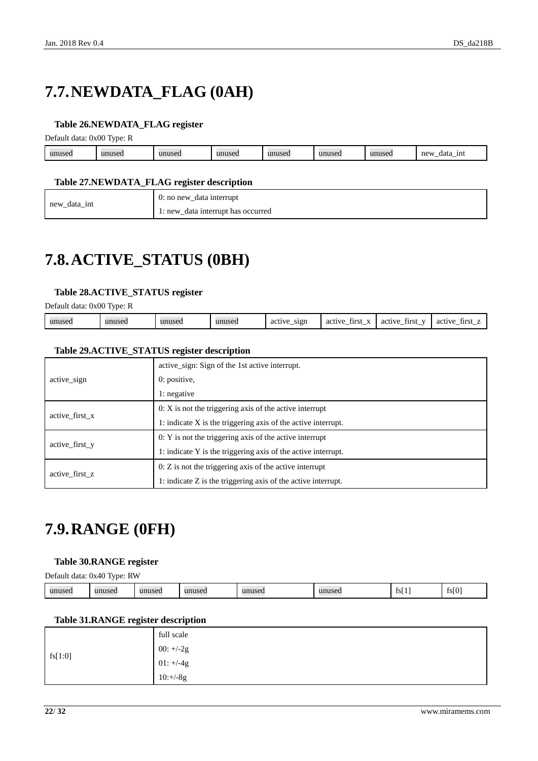## 7.7. NEWDATA_FLAG (0AH)

**Table 26.NEWDATA_FLAG register**

Default data: 0x00 Type: R

| unused | unused | unused | unused | unused | unused | unused | new_data_int |
|---|---|---|---|---|---|---|---|

**Table 27.NEWDATA_FLAG register description**

| | |
|---|---|
| new_data_int | 0: no new_data interrupt<br>1: new_data interrupt has occurred |

## 7.8. ACTIVE_STATUS (0BH)

**Table 28.ACTIVE_STATUS register**

Default data: 0x00 Type: R

| unused | unused | unused | unused | active_sign | active_first_x | active_first_y | active_first_z |
|---|---|---|---|---|---|---|---|

**Table 29.ACTIVE_STATUS register description**

| | |
|---|---|
| active_sign | active_sign: Sign of the 1st active interrupt.<br>0: positive,<br>1: negative |
| active_first_x | 0: X is not the triggering axis of the active interrupt<br>1: indicate X is the triggering axis of the active interrupt. |
| active_first_y | 0: Y is not the triggering axis of the active interrupt<br>1: indicate Y is the triggering axis of the active interrupt. |
| active_first_z | 0: Z is not the triggering axis of the active interrupt<br>1: indicate Z is the triggering axis of the active interrupt. |

## 7.9. RANGE (0FH)

**Table 30.RANGE register**

Default data: 0x40 Type: RW

| unused | unused | unused | unused | unused | unused | fs[1] | fs[0] |
|---|---|---|---|---|---|---|---|

**Table 31.RANGE register description**

| | |
|---|---|
| fs[1:0] | full scale<br>00: +/-2g<br>01: +/-4g<br>10:+/-8g |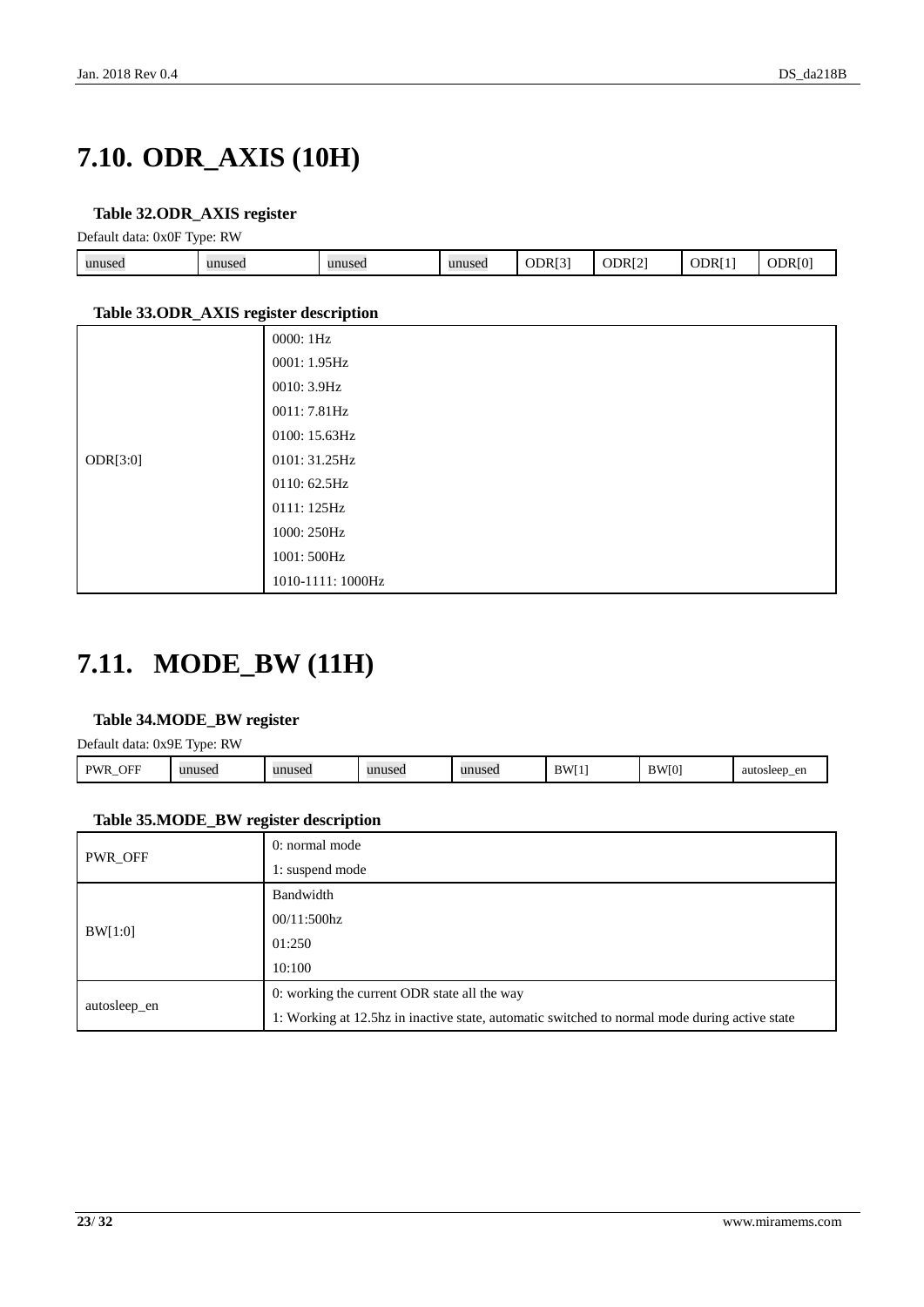# 7.10. ODR_AXIS (10H)

**Table 32.ODR_AXIS register**

Default data: 0x0F Type: RW

| unused | unused | unused | unused | ODR[3] | ODR[2] | ODR[1] | ODR[0] |
|---|---|---|---|---|---|---|---|

**Table 33.ODR_AXIS register description**

| | |
|---|---|
| ODR[3:0] | 0000: 1Hz<br>0001: 1.95Hz<br>0010: 3.9Hz<br>0011: 7.81Hz<br>0100: 15.63Hz<br>0101: 31.25Hz<br>0110: 62.5Hz<br>0111: 125Hz<br>1000: 250Hz<br>1001: 500Hz<br>1010-1111: 1000Hz |

# 7.11. MODE_BW (11H)

**Table 34.MODE_BW register**

Default data: 0x9E Type: RW

| PWR_OFF | unused | unused | unused | unused | BW[1] | BW[0] | autosleep_en |
|---|---|---|---|---|---|---|---|

**Table 35.MODE_BW register description**

| | |
|---|---|
| PWR_OFF | 0: normal mode<br>1: suspend mode |
| BW[1:0] | Bandwidth<br>00/11:500hz<br>01:250<br>10:100 |
| autosleep_en | 0: working the current ODR state all the way<br>1: Working at 12.5hz in inactive state, automatic switched to normal mode during active state |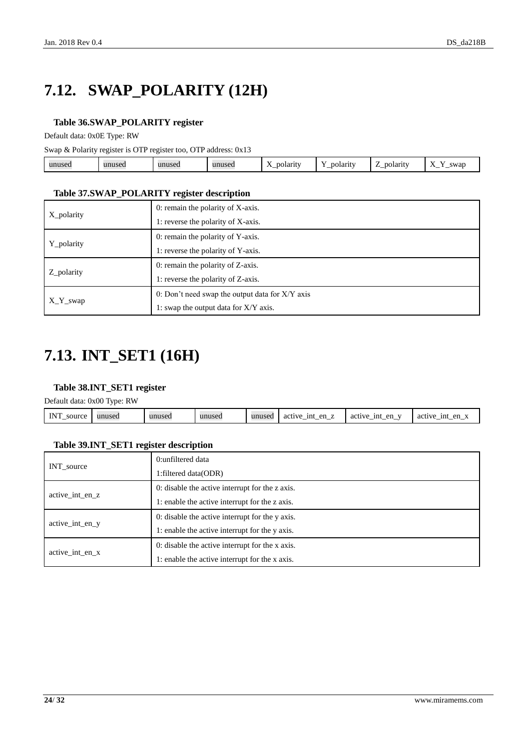# 7.12. SWAP_POLARITY (12H)

**Table 36.SWAP_POLARITY register**

Default data: 0x0E Type: RW

Swap & Polarity register is OTP register too, OTP address: 0x13

| unused | unused | unused | unused | X_polarity | Y_polarity | Z_polarity | X_Y_swap |
|---|---|---|---|---|---|---|---|

**Table 37.SWAP_POLARITY register description**

| | |
|---|---|
| X_polarity | 0: remain the polarity of X-axis.<br>1: reverse the polarity of X-axis. |
| Y_polarity | 0: remain the polarity of Y-axis.<br>1: reverse the polarity of Y-axis. |
| Z_polarity | 0: remain the polarity of Z-axis.<br>1: reverse the polarity of Z-axis. |
| X_Y_swap | 0: Don't need swap the output data for X/Y axis<br>1: swap the output data for X/Y axis. |

# 7.13. INT_SET1 (16H)

**Table 38.INT_SET1 register**

Default data: 0x00 Type: RW

| INT_source | unused | unused | unused | unused | active_int_en_z | active_int_en_y | active_int_en_x |
|---|---|---|---|---|---|---|---|

**Table 39.INT_SET1 register description**

| | |
|---|---|
| INT_source | 0:unfiltered data<br>1:filtered data(ODR) |
| active_int_en_z | 0: disable the active interrupt for the z axis.<br>1: enable the active interrupt for the z axis. |
| active_int_en_y | 0: disable the active interrupt for the y axis.<br>1: enable the active interrupt for the y axis. |
| active_int_en_x | 0: disable the active interrupt for the x axis.<br>1: enable the active interrupt for the x axis. |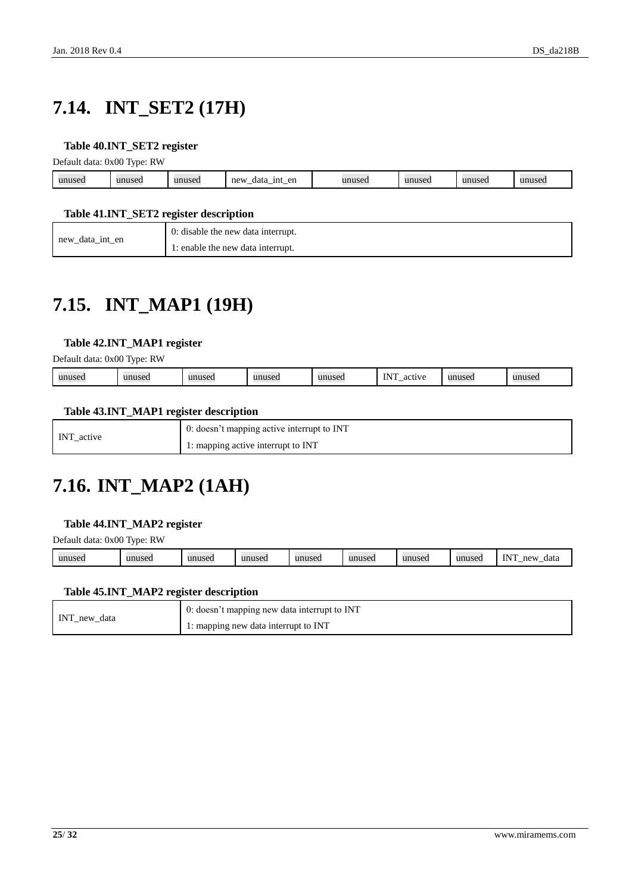## 7.14. INT_SET2 (17H)

**Table 40.INT_SET2 register**

Default data: 0x00 Type: RW

| unused | unused | unused | new_data_int_en | unused | unused | unused | unused |
|---|---|---|---|---|---|---|---|

**Table 41.INT_SET2 register description**

| new_data_int_en | 0: disable the new data interrupt.<br>1: enable the new data interrupt. |
|---|---|

## 7.15. INT_MAP1 (19H)

**Table 42.INT_MAP1 register**

Default data: 0x00 Type: RW

| unused | unused | unused | unused | unused | INT_active | unused | unused |
|---|---|---|---|---|---|---|---|

**Table 43.INT_MAP1 register description**

| INT_active | 0: doesn't mapping active interrupt to INT<br>1: mapping active interrupt to INT |
|---|---|

## 7.16. INT_MAP2 (1AH)

**Table 44.INT_MAP2 register**

Default data: 0x00 Type: RW

| unused | unused | unused | unused | unused | unused | unused | unused | INT_new_data |
|---|---|---|---|---|---|---|---|---|

**Table 45.INT_MAP2 register description**

| INT_new_data | 0: doesn't mapping new data interrupt to INT<br>1: mapping new data interrupt to INT |
|---|---|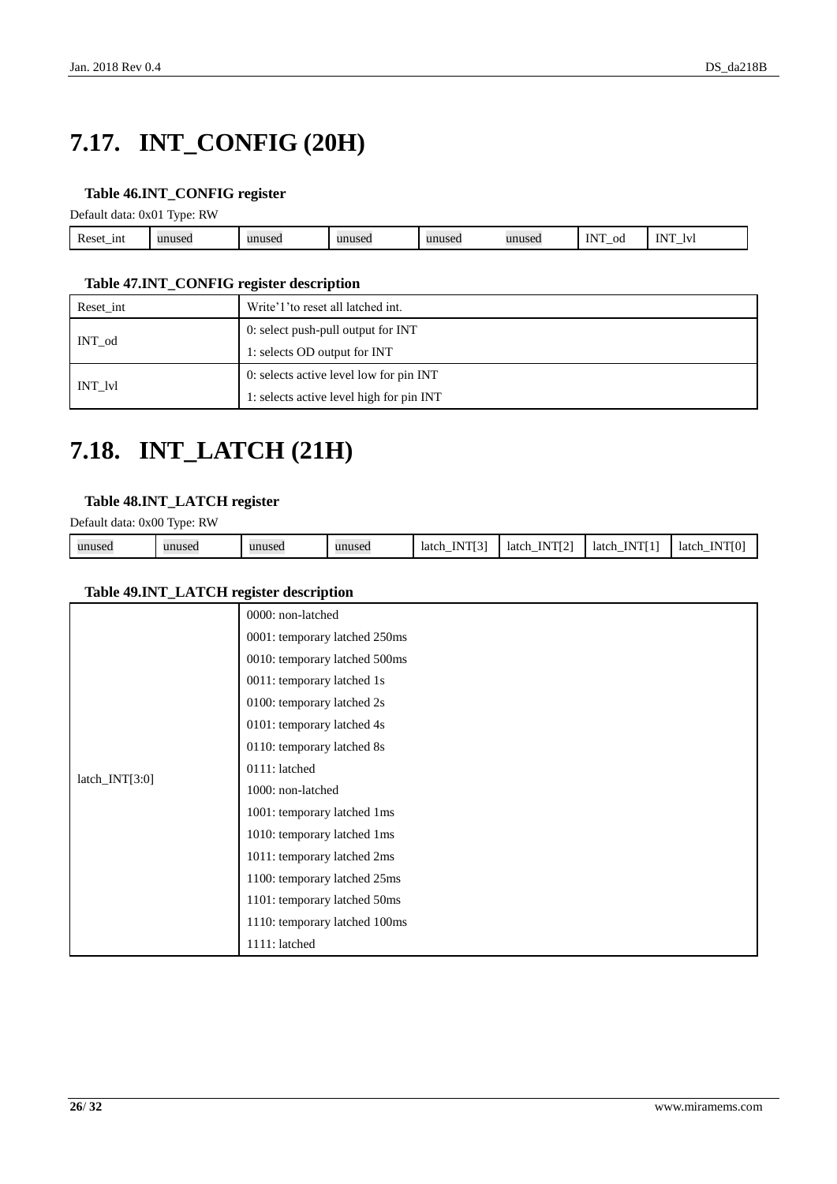# 7.17. INT_CONFIG (20H)

**Table 46.INT_CONFIG register**

Default data: 0x01 Type: RW

| Reset_int | unused | unused | unused | unused | unused | INT_od | INT_lvl |
|---|---|---|---|---|---|---|---|

**Table 47.INT_CONFIG register description**

| | |
|---|---|
| Reset_int | Write'1'to reset all latched int. |
| INT_od | 0: select push-pull output for INT<br>1: selects OD output for INT |
| INT_lvl | 0: selects active level low for pin INT<br>1: selects active level high for pin INT |

# 7.18. INT_LATCH (21H)

**Table 48.INT_LATCH register**

Default data: 0x00 Type: RW

| unused | unused | unused | unused | latch_INT[3] | latch_INT[2] | latch_INT[1] | latch_INT[0] |
|---|---|---|---|---|---|---|---|

**Table 49.INT_LATCH register description**

| | |
|---|---|
| latch_INT[3:0] | 0000: non-latched<br>0001: temporary latched 250ms<br>0010: temporary latched 500ms<br>0011: temporary latched 1s<br>0100: temporary latched 2s<br>0101: temporary latched 4s<br>0110: temporary latched 8s<br>0111: latched<br>1000: non-latched<br>1001: temporary latched 1ms<br>1010: temporary latched 1ms<br>1011: temporary latched 2ms<br>1100: temporary latched 25ms<br>1101: temporary latched 50ms<br>1110: temporary latched 100ms<br>1111: latched |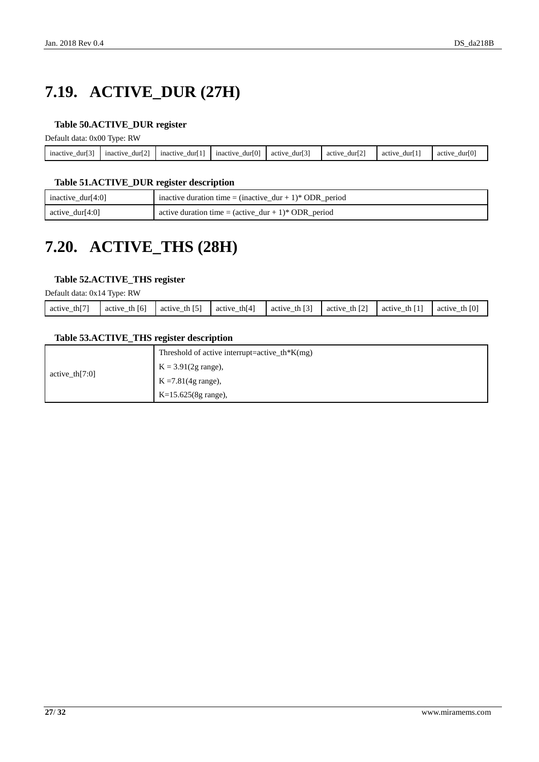# 7.19. ACTIVE_DUR (27H)

**Table 50.ACTIVE_DUR register**

Default data: 0x00 Type: RW

| inactive_dur[3] | inactive_dur[2] | inactive_dur[1] | inactive_dur[0] | active_dur[3] | active_dur[2] | active_dur[1] | active_dur[0] |
|---|---|---|---|---|---|---|---|

**Table 51.ACTIVE_DUR register description**

| inactive_dur[4:0] | inactive duration time = (inactive_dur + 1)* ODR_period |
|---|---|
| active_dur[4:0] | active duration time = (active_dur + 1)* ODR_period |

# 7.20. ACTIVE_THS (28H)

**Table 52.ACTIVE_THS register**

Default data: 0x14 Type: RW

| active_th[7] | active_th [6] | active_th [5] | active_th[4] | active_th [3] | active_th [2] | active_th [1] | active_th [0] |
|---|---|---|---|---|---|---|---|

**Table 53.ACTIVE_THS register description**

| active_th[7:0] | Threshold of active interrupt=active_th*K(mg)<br>K = 3.91(2g range),<br>K =7.81(4g range),<br>K=15.625(8g range), |
|---|---|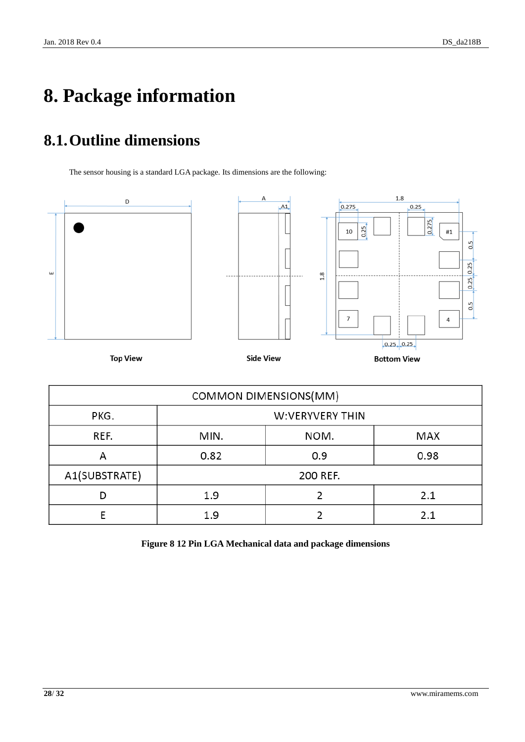# 8. Package information

## 8.1. Outline dimensions

The sensor housing is a standard LGA package. Its dimensions are the following:

| COMMON DIMENSIONS(MM) | | | |
|---|---|---|---|
| PKG. | W:VERYVERY THIN | | |
| REF. | MIN. | NOM. | MAX |
| A | 0.82 | 0.9 | 0.98 |
| A1(SUBSTRATE) | 200 REF. | | |
| D | 1.9 | 2 | 2.1 |
| E | 1.9 | 2 | 2.1 |

**Figure 8 12 Pin LGA Mechanical data and package dimensions**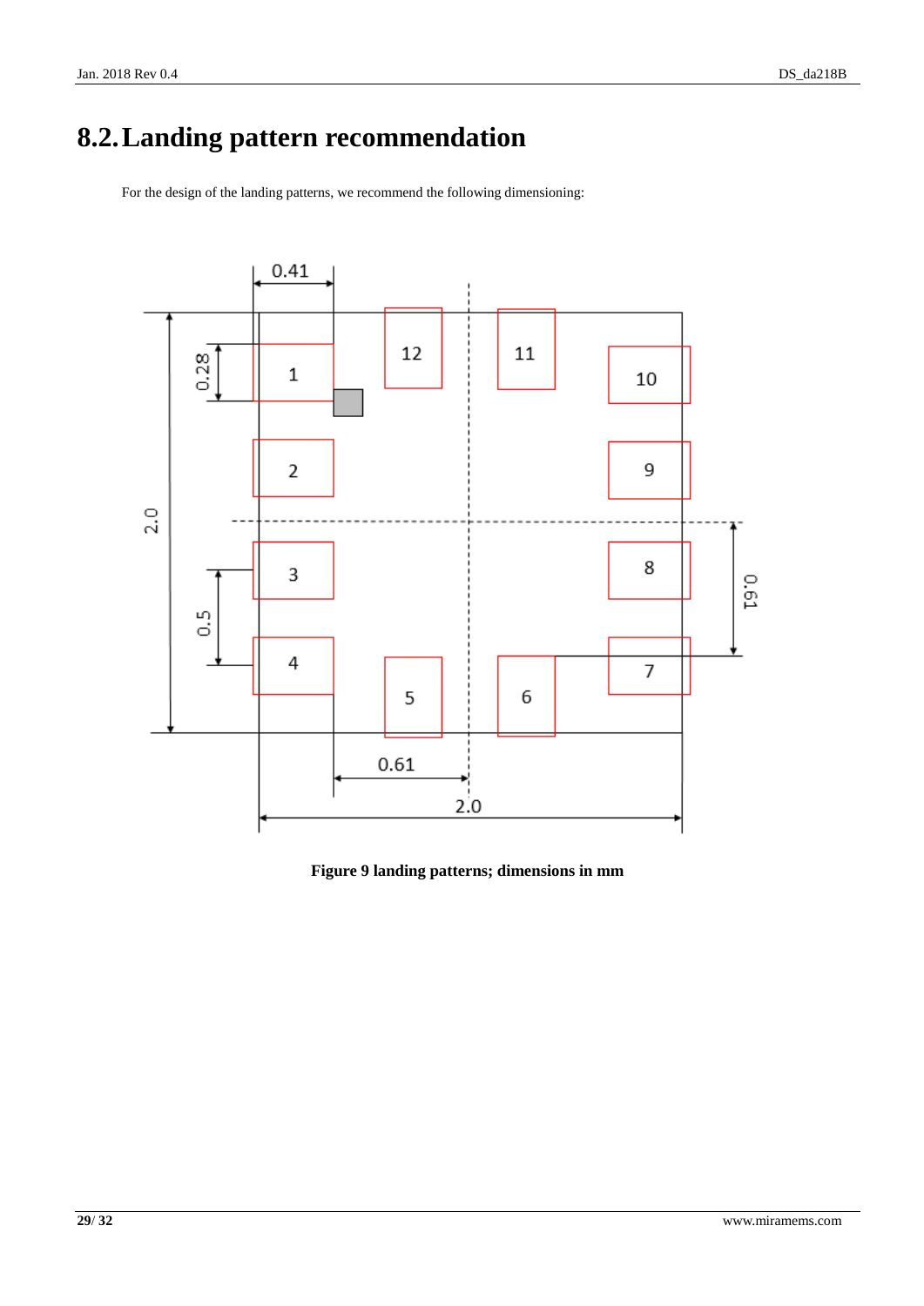## 8.2. Landing pattern recommendation

For the design of the landing patterns, we recommend the following dimensioning:

**Figure 9 landing patterns; dimensions in mm**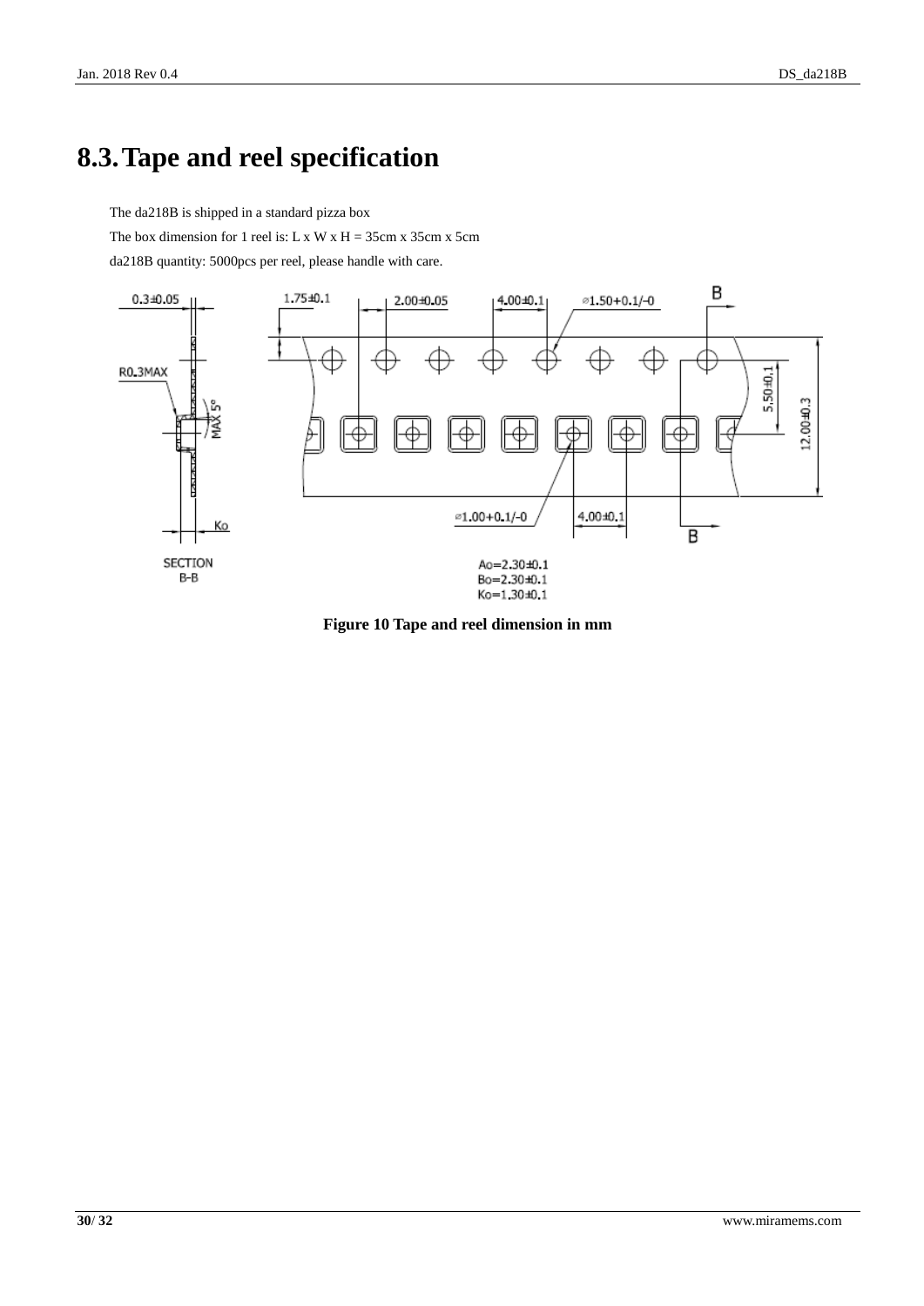# 8.3. Tape and reel specification

The da218B is shipped in a standard pizza box

The box dimension for 1 reel is: L x W x H = 35cm x 35cm x 5cm

da218B quantity: 5000pcs per reel, please handle with care.

**Figure 10 Tape and reel dimension in mm**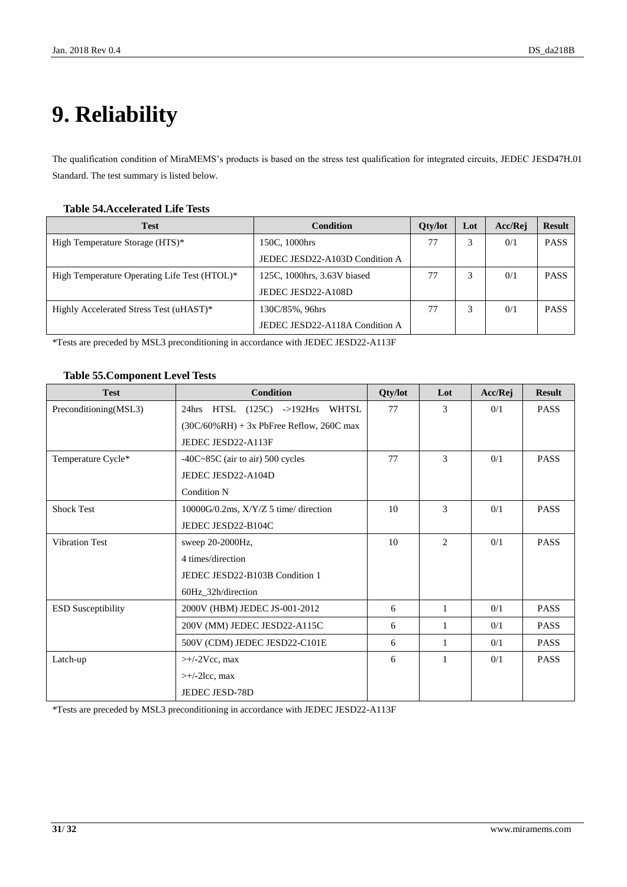# 9. Reliability

The qualification condition of MiraMEMS's products is based on the stress test qualification for integrated circuits, JEDEC JESD47H.01 Standard. The test summary is listed below.

**Table 54.Accelerated Life Tests**

| Test | Condition | Qty/lot | Lot | Acc/Rej | Result |
|---|---|---|---|---|---|
| High Temperature Storage (HTS)* | 150C, 1000hrs<br>JEDEC JESD22-A103D Condition A | 77 | 3 | 0/1 | PASS |
| High Temperature Operating Life Test (HTOL)* | 125C, 1000hrs, 3.63V biased<br>JEDEC JESD22-A108D | 77 | 3 | 0/1 | PASS |
| Highly Accelerated Stress Test (uHAST)* | 130C/85%, 96hrs<br>JEDEC JESD22-A118A Condition A | 77 | 3 | 0/1 | PASS |

*Tests are preceded by MSL3 preconditioning in accordance with JEDEC JESD22-A113F

**Table 55.Component Level Tests**

| Test | Condition | Qty/lot | Lot | Acc/Rej | Result |
|---|---|---|---|---|---|
| Preconditioning(MSL3) | 24hrs HTSL (125C) ->192Hrs WHTSL (30C/60%RH) + 3x PbFree Reflow, 260C max<br>JEDEC JESD22-A113F | 77 | 3 | 0/1 | PASS |
| Temperature Cycle* | -40C~85C (air to air) 500 cycles<br>JEDEC JESD22-A104D<br>Condition N | 77 | 3 | 0/1 | PASS |
| Shock Test | 10000G/0.2ms, X/Y/Z 5 time/ direction<br>JEDEC JESD22-B104C | 10 | 3 | 0/1 | PASS |
| Vibration Test | sweep 20-2000Hz,<br>4 times/direction<br>JEDEC JESD22-B103B Condition 1<br>60Hz_32h/direction | 10 | 2 | 0/1 | PASS |
| ESD Susceptibility | 2000V (HBM) JEDEC JS-001-2012 | 6 | 1 | 0/1 | PASS |
| | 200V (MM) JEDEC JESD22-A115C | 6 | 1 | 0/1 | PASS |
| | 500V (CDM) JEDEC JESD22-C101E | 6 | 1 | 0/1 | PASS |
| Latch-up | >+/-2Vcc, max<br>>+/-2lcc, max<br>JEDEC JESD-78D | 6 | 1 | 0/1 | PASS |

*Tests are preceded by MSL3 preconditioning in accordance with JEDEC JESD22-A113F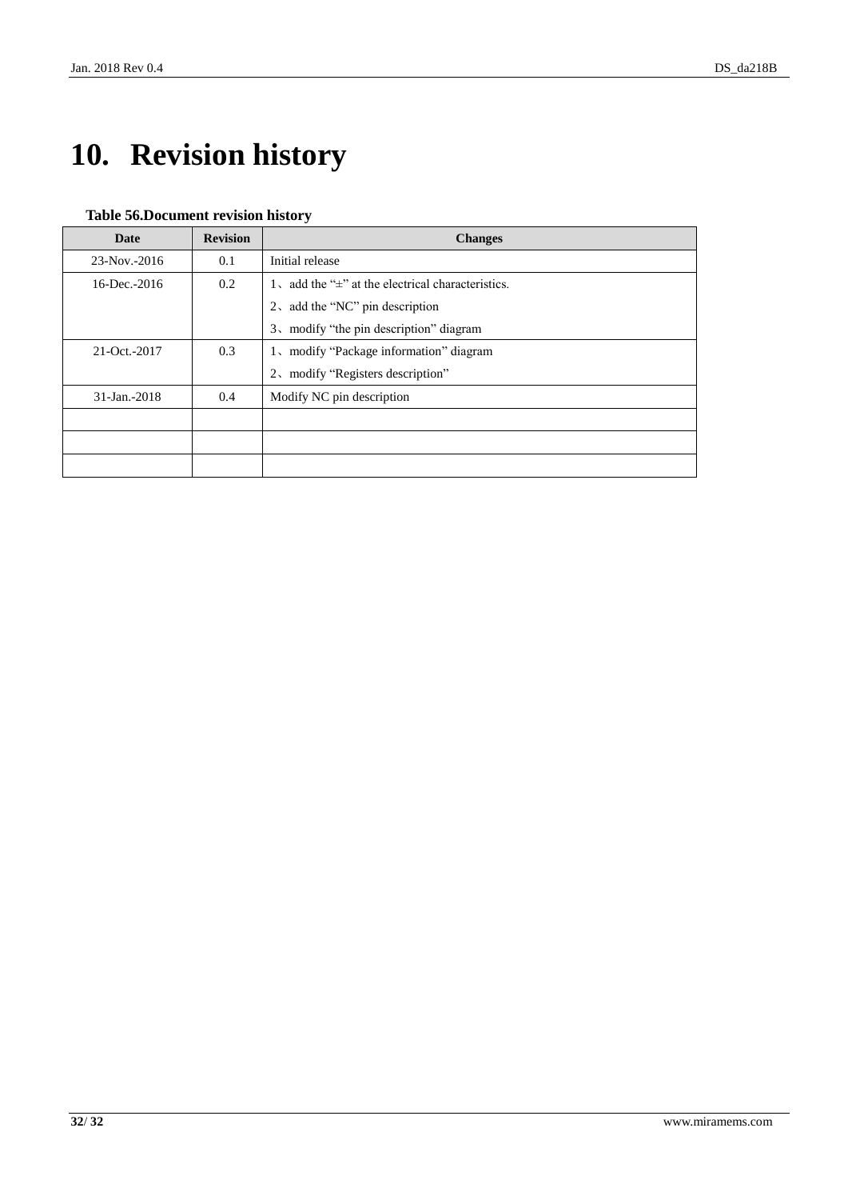# 10. Revision history

**Table 56.Document revision history**

| Date | Revision | Changes |
|---|---|---|
| 23-Nov.-2016 | 0.1 | Initial release |
| 16-Dec.-2016 | 0.2 | 1、add the "±" at the electrical characteristics.<br>2、add the "NC" pin description<br>3、modify "the pin description" diagram |
| 21-Oct.-2017 | 0.3 | 1、modify "Package information" diagram<br>2、modify "Registers description" |
| 31-Jan.-2018 | 0.4 | Modify NC pin description |
| | | |
| | | |
| | | |